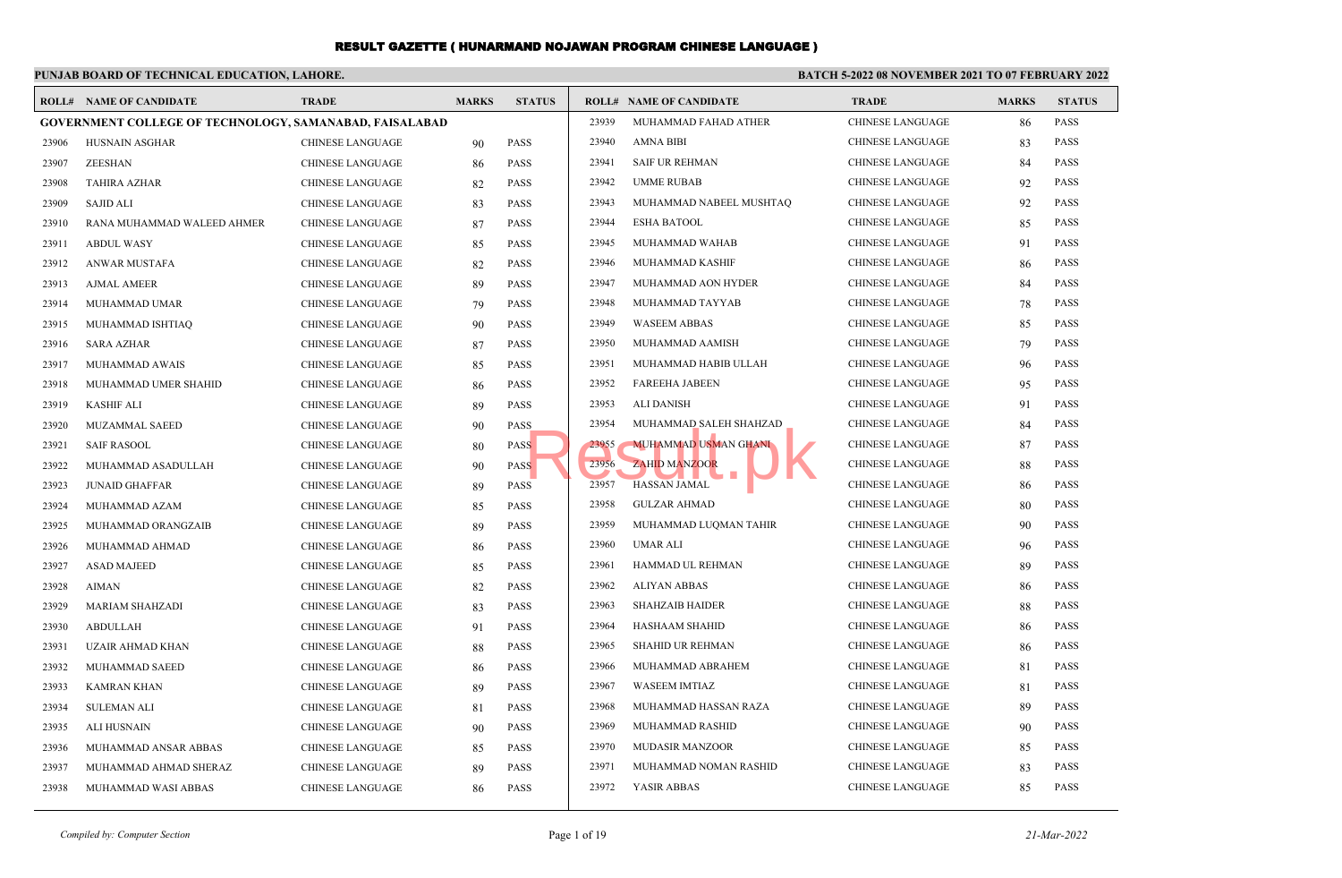# RESULT GAZETTE ( HUNARMAND NOJAWAN PROGRAM CHINESE LANGUAGE )

**PUNJAB BOARD OF TECHNICAL EDUCATION, LAHORE.**

**BATCH 5-2022 08 NOVEMBER 2021 TO 07 FEBRUARY 2022**

| ROLL# | NAME OF CANDIDATE | TRADE | MARKS | STATUS |
|---|---|---|---|---|
| **GOVERNMENT COLLEGE OF TECHNOLOGY, SAMANABAD, FAISALABAD** | | | | |
| 23906 | HUSNAIN ASGHAR | CHINESE LANGUAGE | 90 | PASS |
| 23907 | ZEESHAN | CHINESE LANGUAGE | 86 | PASS |
| 23908 | TAHIRA AZHAR | CHINESE LANGUAGE | 82 | PASS |
| 23909 | SAJID ALI | CHINESE LANGUAGE | 83 | PASS |
| 23910 | RANA MUHAMMAD WALEED AHMER | CHINESE LANGUAGE | 87 | PASS |
| 23911 | ABDUL WASY | CHINESE LANGUAGE | 85 | PASS |
| 23912 | ANWAR MUSTAFA | CHINESE LANGUAGE | 82 | PASS |
| 23913 | AJMAL AMEER | CHINESE LANGUAGE | 89 | PASS |
| 23914 | MUHAMMAD UMAR | CHINESE LANGUAGE | 79 | PASS |
| 23915 | MUHAMMAD ISHTIAQ | CHINESE LANGUAGE | 90 | PASS |
| 23916 | SARA AZHAR | CHINESE LANGUAGE | 87 | PASS |
| 23917 | MUHAMMAD AWAIS | CHINESE LANGUAGE | 85 | PASS |
| 23918 | MUHAMMAD UMER SHAHID | CHINESE LANGUAGE | 86 | PASS |
| 23919 | KASHIF ALI | CHINESE LANGUAGE | 89 | PASS |
| 23920 | MUZAMMAL SAEED | CHINESE LANGUAGE | 90 | PASS |
| 23921 | SAIF RASOOL | CHINESE LANGUAGE | 80 | PASS |
| 23922 | MUHAMMAD ASADULLAH | CHINESE LANGUAGE | 90 | PASS |
| 23923 | JUNAID GHAFFAR | CHINESE LANGUAGE | 89 | PASS |
| 23924 | MUHAMMAD AZAM | CHINESE LANGUAGE | 85 | PASS |
| 23925 | MUHAMMAD ORANGZAIB | CHINESE LANGUAGE | 89 | PASS |
| 23926 | MUHAMMAD AHMAD | CHINESE LANGUAGE | 86 | PASS |
| 23927 | ASAD MAJEED | CHINESE LANGUAGE | 85 | PASS |
| 23928 | AIMAN | CHINESE LANGUAGE | 82 | PASS |
| 23929 | MARIAM SHAHZADI | CHINESE LANGUAGE | 83 | PASS |
| 23930 | ABDULLAH | CHINESE LANGUAGE | 91 | PASS |
| 23931 | UZAIR AHMAD KHAN | CHINESE LANGUAGE | 88 | PASS |
| 23932 | MUHAMMAD SAEED | CHINESE LANGUAGE | 86 | PASS |
| 23933 | KAMRAN KHAN | CHINESE LANGUAGE | 89 | PASS |
| 23934 | SULEMAN ALI | CHINESE LANGUAGE | 81 | PASS |
| 23935 | ALI HUSNAIN | CHINESE LANGUAGE | 90 | PASS |
| 23936 | MUHAMMAD ANSAR ABBAS | CHINESE LANGUAGE | 85 | PASS |
| 23937 | MUHAMMAD AHMAD SHERAZ | CHINESE LANGUAGE | 89 | PASS |
| 23938 | MUHAMMAD WASI ABBAS | CHINESE LANGUAGE | 86 | PASS |
| 23939 | MUHAMMAD FAHAD ATHER | CHINESE LANGUAGE | 86 | PASS |
| 23940 | AMNA BIBI | CHINESE LANGUAGE | 83 | PASS |
| 23941 | SAIF UR REHMAN | CHINESE LANGUAGE | 84 | PASS |
| 23942 | UMME RUBAB | CHINESE LANGUAGE | 92 | PASS |
| 23943 | MUHAMMAD NABEEL MUSHTAQ | CHINESE LANGUAGE | 92 | PASS |
| 23944 | ESHA BATOOL | CHINESE LANGUAGE | 85 | PASS |
| 23945 | MUHAMMAD WAHAB | CHINESE LANGUAGE | 91 | PASS |
| 23946 | MUHAMMAD KASHIF | CHINESE LANGUAGE | 86 | PASS |
| 23947 | MUHAMMAD AON HYDER | CHINESE LANGUAGE | 84 | PASS |
| 23948 | MUHAMMAD TAYYAB | CHINESE LANGUAGE | 78 | PASS |
| 23949 | WASEEM ABBAS | CHINESE LANGUAGE | 85 | PASS |
| 23950 | MUHAMMAD AAMISH | CHINESE LANGUAGE | 79 | PASS |
| 23951 | MUHAMMAD HABIB ULLAH | CHINESE LANGUAGE | 96 | PASS |
| 23952 | FAREEHA JABEEN | CHINESE LANGUAGE | 95 | PASS |
| 23953 | ALI DANISH | CHINESE LANGUAGE | 91 | PASS |
| 23954 | MUHAMMAD SALEH SHAHZAD | CHINESE LANGUAGE | 84 | PASS |
| 23955 | MUHAMMAD USMAN GHANI | CHINESE LANGUAGE | 87 | PASS |
| 23956 | ZAHID MANZOOR | CHINESE LANGUAGE | 88 | PASS |
| 23957 | HASSAN JAMAL | CHINESE LANGUAGE | 86 | PASS |
| 23958 | GULZAR AHMAD | CHINESE LANGUAGE | 80 | PASS |
| 23959 | MUHAMMAD LUQMAN TAHIR | CHINESE LANGUAGE | 90 | PASS |
| 23960 | UMAR ALI | CHINESE LANGUAGE | 96 | PASS |
| 23961 | HAMMAD UL REHMAN | CHINESE LANGUAGE | 89 | PASS |
| 23962 | ALIYAN ABBAS | CHINESE LANGUAGE | 86 | PASS |
| 23963 | SHAHZAIB HAIDER | CHINESE LANGUAGE | 88 | PASS |
| 23964 | HASHAAM SHAHID | CHINESE LANGUAGE | 86 | PASS |
| 23965 | SHAHID UR REHMAN | CHINESE LANGUAGE | 86 | PASS |
| 23966 | MUHAMMAD ABRAHEM | CHINESE LANGUAGE | 81 | PASS |
| 23967 | WASEEM IMTIAZ | CHINESE LANGUAGE | 81 | PASS |
| 23968 | MUHAMMAD HASSAN RAZA | CHINESE LANGUAGE | 89 | PASS |
| 23969 | MUHAMMAD RASHID | CHINESE LANGUAGE | 90 | PASS |
| 23970 | MUDASIR MANZOOR | CHINESE LANGUAGE | 85 | PASS |
| 23971 | MUHAMMAD NOMAN RASHID | CHINESE LANGUAGE | 83 | PASS |
| 23972 | YASIR ABBAS | CHINESE LANGUAGE | 85 | PASS |

*Compiled by: Computer Section*

*21-Mar-2022*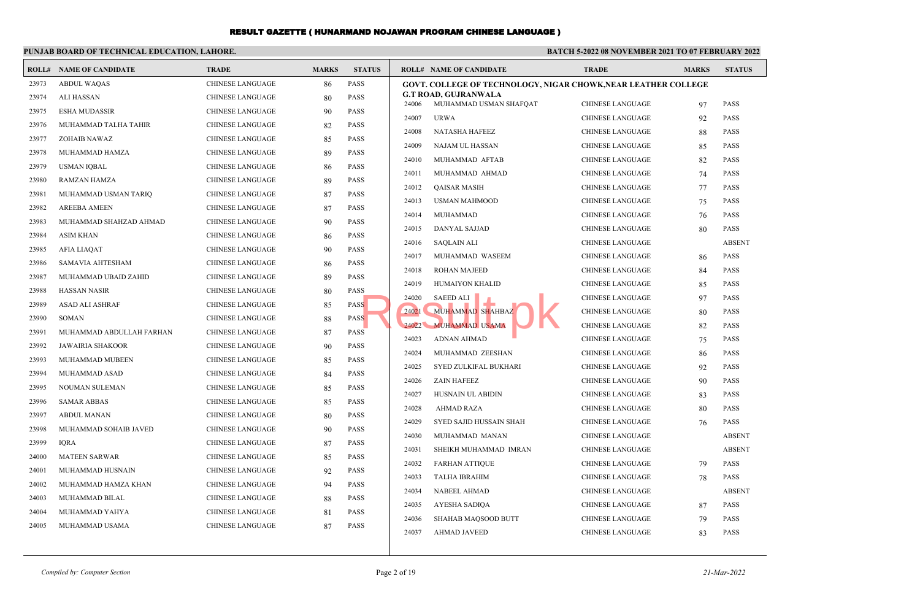# RESULT GAZETTE ( HUNARMAND NOJAWAN PROGRAM CHINESE LANGUAGE )

**PUNJAB BOARD OF TECHNICAL EDUCATION, LAHORE.**

**BATCH 5-2022 08 NOVEMBER 2021 TO 07 FEBRUARY 2022**

| ROLL# | NAME OF CANDIDATE | TRADE | MARKS | STATUS |
|---|---|---|---|---|
| 23973 | ABDUL WAQAS | CHINESE LANGUAGE | 86 | PASS |
| 23974 | ALI HASSAN | CHINESE LANGUAGE | 80 | PASS |
| 23975 | ESHA MUDASSIR | CHINESE LANGUAGE | 90 | PASS |
| 23976 | MUHAMMAD TALHA TAHIR | CHINESE LANGUAGE | 82 | PASS |
| 23977 | ZOHAIB NAWAZ | CHINESE LANGUAGE | 85 | PASS |
| 23978 | MUHAMMAD HAMZA | CHINESE LANGUAGE | 89 | PASS |
| 23979 | USMAN IQBAL | CHINESE LANGUAGE | 86 | PASS |
| 23980 | RAMZAN HAMZA | CHINESE LANGUAGE | 89 | PASS |
| 23981 | MUHAMMAD USMAN TARIQ | CHINESE LANGUAGE | 87 | PASS |
| 23982 | AREEBA AMEEN | CHINESE LANGUAGE | 87 | PASS |
| 23983 | MUHAMMAD SHAHZAD AHMAD | CHINESE LANGUAGE | 90 | PASS |
| 23984 | ASIM KHAN | CHINESE LANGUAGE | 86 | PASS |
| 23985 | AFIA LIAQAT | CHINESE LANGUAGE | 90 | PASS |
| 23986 | SAMAVIA AHTESHAM | CHINESE LANGUAGE | 86 | PASS |
| 23987 | MUHAMMAD UBAID ZAHID | CHINESE LANGUAGE | 89 | PASS |
| 23988 | HASSAN NASIR | CHINESE LANGUAGE | 80 | PASS |
| 23989 | ASAD ALI ASHRAF | CHINESE LANGUAGE | 85 | PASS |
| 23990 | SOMAN | CHINESE LANGUAGE | 88 | PASS |
| 23991 | MUHAMMAD ABDULLAH FARHAN | CHINESE LANGUAGE | 87 | PASS |
| 23992 | JAWAIRIA SHAKOOR | CHINESE LANGUAGE | 90 | PASS |
| 23993 | MUHAMMAD MUBEEN | CHINESE LANGUAGE | 85 | PASS |
| 23994 | MUHAMMAD ASAD | CHINESE LANGUAGE | 84 | PASS |
| 23995 | NOUMAN SULEMAN | CHINESE LANGUAGE | 85 | PASS |
| 23996 | SAMAR ABBAS | CHINESE LANGUAGE | 85 | PASS |
| 23997 | ABDUL MANAN | CHINESE LANGUAGE | 80 | PASS |
| 23998 | MUHAMMAD SOHAIB JAVED | CHINESE LANGUAGE | 90 | PASS |
| 23999 | IQRA | CHINESE LANGUAGE | 87 | PASS |
| 24000 | MATEEN SARWAR | CHINESE LANGUAGE | 85 | PASS |
| 24001 | MUHAMMAD HUSNAIN | CHINESE LANGUAGE | 92 | PASS |
| 24002 | MUHAMMAD HAMZA KHAN | CHINESE LANGUAGE | 94 | PASS |
| 24003 | MUHAMMAD BILAL | CHINESE LANGUAGE | 88 | PASS |
| 24004 | MUHAMMAD YAHYA | CHINESE LANGUAGE | 81 | PASS |
| 24005 | MUHAMMAD USAMA | CHINESE LANGUAGE | 87 | PASS |

**GOVT. COLLEGE OF TECHNOLOGY, NIGAR CHOWK,NEAR LEATHER COLLEGE G.T ROAD, GUJRANWALA**

| ROLL# | NAME OF CANDIDATE | TRADE | MARKS | STATUS |
|---|---|---|---|---|
| 24006 | MUHAMMAD USMAN SHAFQAT | CHINESE LANGUAGE | 97 | PASS |
| 24007 | URWA | CHINESE LANGUAGE | 92 | PASS |
| 24008 | NATASHA HAFEEZ | CHINESE LANGUAGE | 88 | PASS |
| 24009 | NAJAM UL HASSAN | CHINESE LANGUAGE | 85 | PASS |
| 24010 | MUHAMMAD AFTAB | CHINESE LANGUAGE | 82 | PASS |
| 24011 | MUHAMMAD AHMAD | CHINESE LANGUAGE | 74 | PASS |
| 24012 | QAISAR MASIH | CHINESE LANGUAGE | 77 | PASS |
| 24013 | USMAN MAHMOOD | CHINESE LANGUAGE | 75 | PASS |
| 24014 | MUHAMMAD | CHINESE LANGUAGE | 76 | PASS |
| 24015 | DANYAL SAJJAD | CHINESE LANGUAGE | 80 | PASS |
| 24016 | SAQLAIN ALI | CHINESE LANGUAGE | | ABSENT |
| 24017 | MUHAMMAD WASEEM | CHINESE LANGUAGE | 86 | PASS |
| 24018 | ROHAN MAJEED | CHINESE LANGUAGE | 84 | PASS |
| 24019 | HUMAIYON KHALID | CHINESE LANGUAGE | 85 | PASS |
| 24020 | SAEED ALI | CHINESE LANGUAGE | 97 | PASS |
| 24021 | MUHAMMAD SHAHBAZ | CHINESE LANGUAGE | 80 | PASS |
| 24022 | MUHAMMAD USAMA | CHINESE LANGUAGE | 82 | PASS |
| 24023 | ADNAN AHMAD | CHINESE LANGUAGE | 75 | PASS |
| 24024 | MUHAMMAD ZEESHAN | CHINESE LANGUAGE | 86 | PASS |
| 24025 | SYED ZULKIFAL BUKHARI | CHINESE LANGUAGE | 92 | PASS |
| 24026 | ZAIN HAFEEZ | CHINESE LANGUAGE | 90 | PASS |
| 24027 | HUSNAIN UL ABIDIN | CHINESE LANGUAGE | 83 | PASS |
| 24028 | AHMAD RAZA | CHINESE LANGUAGE | 80 | PASS |
| 24029 | SYED SAJID HUSSAIN SHAH | CHINESE LANGUAGE | 76 | PASS |
| 24030 | MUHAMMAD MANAN | CHINESE LANGUAGE | | ABSENT |
| 24031 | SHEIKH MUHAMMAD IMRAN | CHINESE LANGUAGE | | ABSENT |
| 24032 | FARHAN ATTIQUE | CHINESE LANGUAGE | 79 | PASS |
| 24033 | TALHA IBRAHIM | CHINESE LANGUAGE | 78 | PASS |
| 24034 | NABEEL AHMAD | CHINESE LANGUAGE | | ABSENT |
| 24035 | AYESHA SADIQA | CHINESE LANGUAGE | 87 | PASS |
| 24036 | SHAHAB MAQSOOD BUTT | CHINESE LANGUAGE | 79 | PASS |
| 24037 | AHMAD JAVEED | CHINESE LANGUAGE | 83 | PASS |

*Compiled by: Computer Section*

*21-Mar-2022*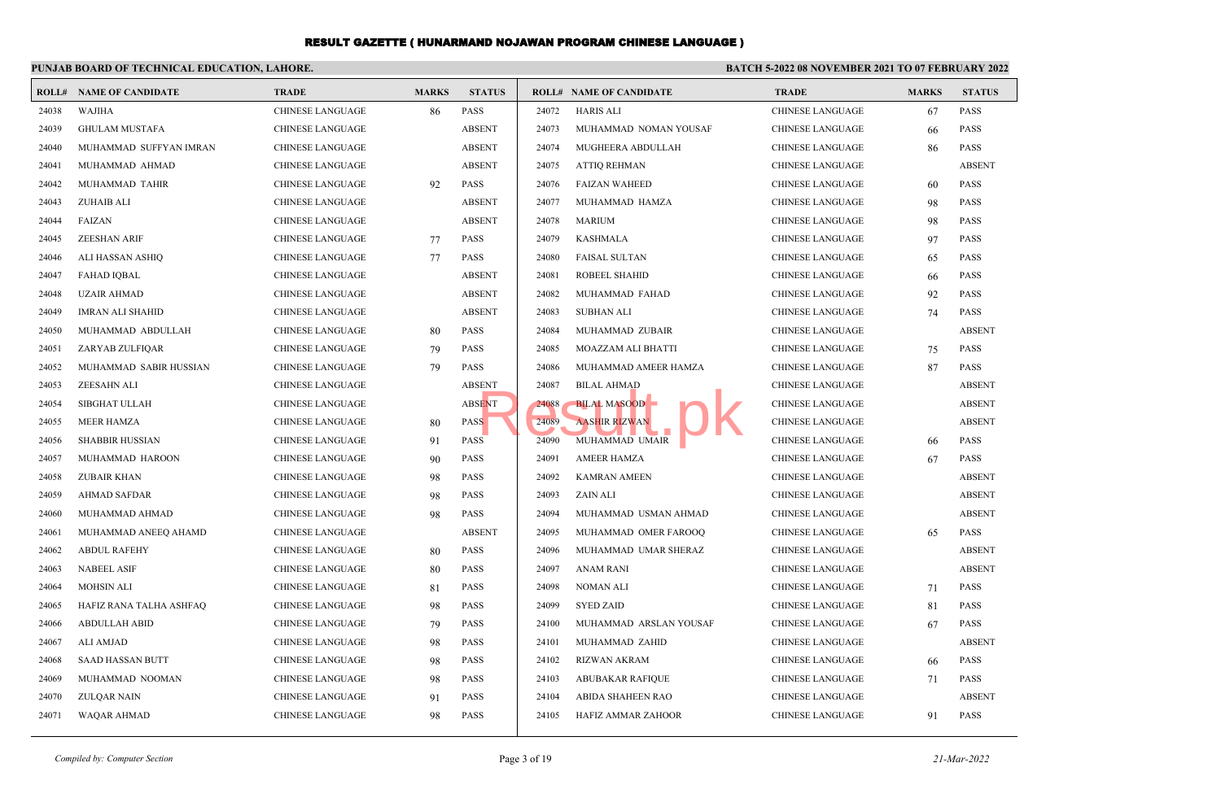# RESULT GAZETTE ( HUNARMAND NOJAWAN PROGRAM CHINESE LANGUAGE )

**PUNJAB BOARD OF TECHNICAL EDUCATION, LAHORE.**

**BATCH 5-2022 08 NOVEMBER 2021 TO 07 FEBRUARY 2022**

| ROLL# | NAME OF CANDIDATE | TRADE | MARKS | STATUS |
|---|---|---|---|---|
| 24038 | WAJIHA | CHINESE LANGUAGE | 86 | PASS |
| 24039 | GHULAM MUSTAFA | CHINESE LANGUAGE | | ABSENT |
| 24040 | MUHAMMAD SUFFYAN IMRAN | CHINESE LANGUAGE | | ABSENT |
| 24041 | MUHAMMAD AHMAD | CHINESE LANGUAGE | | ABSENT |
| 24042 | MUHAMMAD TAHIR | CHINESE LANGUAGE | 92 | PASS |
| 24043 | ZUHAIB ALI | CHINESE LANGUAGE | | ABSENT |
| 24044 | FAIZAN | CHINESE LANGUAGE | | ABSENT |
| 24045 | ZEESHAN ARIF | CHINESE LANGUAGE | 77 | PASS |
| 24046 | ALI HASSAN ASHIQ | CHINESE LANGUAGE | 77 | PASS |
| 24047 | FAHAD IQBAL | CHINESE LANGUAGE | | ABSENT |
| 24048 | UZAIR AHMAD | CHINESE LANGUAGE | | ABSENT |
| 24049 | IMRAN ALI SHAHID | CHINESE LANGUAGE | | ABSENT |
| 24050 | MUHAMMAD ABDULLAH | CHINESE LANGUAGE | 80 | PASS |
| 24051 | ZARYAB ZULFIQAR | CHINESE LANGUAGE | 79 | PASS |
| 24052 | MUHAMMAD SABIR HUSSIAN | CHINESE LANGUAGE | 79 | PASS |
| 24053 | ZEESAHN ALI | CHINESE LANGUAGE | | ABSENT |
| 24054 | SIBGHAT ULLAH | CHINESE LANGUAGE | | ABSENT |
| 24055 | MEER HAMZA | CHINESE LANGUAGE | 80 | PASS |
| 24056 | SHABBIR HUSSIAN | CHINESE LANGUAGE | 91 | PASS |
| 24057 | MUHAMMAD HAROON | CHINESE LANGUAGE | 90 | PASS |
| 24058 | ZUBAIR KHAN | CHINESE LANGUAGE | 98 | PASS |
| 24059 | AHMAD SAFDAR | CHINESE LANGUAGE | 98 | PASS |
| 24060 | MUHAMMAD AHMAD | CHINESE LANGUAGE | 98 | PASS |
| 24061 | MUHAMMAD ANEEQ AHAMD | CHINESE LANGUAGE | | ABSENT |
| 24062 | ABDUL RAFEHY | CHINESE LANGUAGE | 80 | PASS |
| 24063 | NABEEL ASIF | CHINESE LANGUAGE | 80 | PASS |
| 24064 | MOHSIN ALI | CHINESE LANGUAGE | 81 | PASS |
| 24065 | HAFIZ RANA TALHA ASHFAQ | CHINESE LANGUAGE | 98 | PASS |
| 24066 | ABDULLAH ABID | CHINESE LANGUAGE | 79 | PASS |
| 24067 | ALI AMJAD | CHINESE LANGUAGE | 98 | PASS |
| 24068 | SAAD HASSAN BUTT | CHINESE LANGUAGE | 98 | PASS |
| 24069 | MUHAMMAD NOOMAN | CHINESE LANGUAGE | 98 | PASS |
| 24070 | ZULQAR NAIN | CHINESE LANGUAGE | 91 | PASS |
| 24071 | WAQAR AHMAD | CHINESE LANGUAGE | 98 | PASS |
| 24072 | HARIS ALI | CHINESE LANGUAGE | 67 | PASS |
| 24073 | MUHAMMAD NOMAN YOUSAF | CHINESE LANGUAGE | 66 | PASS |
| 24074 | MUGHEERA ABDULLAH | CHINESE LANGUAGE | 86 | PASS |
| 24075 | ATTIQ REHMAN | CHINESE LANGUAGE | | ABSENT |
| 24076 | FAIZAN WAHEED | CHINESE LANGUAGE | 60 | PASS |
| 24077 | MUHAMMAD HAMZA | CHINESE LANGUAGE | 98 | PASS |
| 24078 | MARIUM | CHINESE LANGUAGE | 98 | PASS |
| 24079 | KASHMALA | CHINESE LANGUAGE | 97 | PASS |
| 24080 | FAISAL SULTAN | CHINESE LANGUAGE | 65 | PASS |
| 24081 | ROBEEL SHAHID | CHINESE LANGUAGE | 66 | PASS |
| 24082 | MUHAMMAD FAHAD | CHINESE LANGUAGE | 92 | PASS |
| 24083 | SUBHAN ALI | CHINESE LANGUAGE | 74 | PASS |
| 24084 | MUHAMMAD ZUBAIR | CHINESE LANGUAGE | | ABSENT |
| 24085 | MOAZZAM ALI BHATTI | CHINESE LANGUAGE | 75 | PASS |
| 24086 | MUHAMMAD AMEER HAMZA | CHINESE LANGUAGE | 87 | PASS |
| 24087 | BILAL AHMAD | CHINESE LANGUAGE | | ABSENT |
| 24088 | BILAL MASOOD | CHINESE LANGUAGE | | ABSENT |
| 24089 | AASHIR RIZWAN | CHINESE LANGUAGE | | ABSENT |
| 24090 | MUHAMMAD UMAIR | CHINESE LANGUAGE | 66 | PASS |
| 24091 | AMEER HAMZA | CHINESE LANGUAGE | 67 | PASS |
| 24092 | KAMRAN AMEEN | CHINESE LANGUAGE | | ABSENT |
| 24093 | ZAIN ALI | CHINESE LANGUAGE | | ABSENT |
| 24094 | MUHAMMAD USMAN AHMAD | CHINESE LANGUAGE | | ABSENT |
| 24095 | MUHAMMAD OMER FAROOQ | CHINESE LANGUAGE | 65 | PASS |
| 24096 | MUHAMMAD UMAR SHERAZ | CHINESE LANGUAGE | | ABSENT |
| 24097 | ANAM RANI | CHINESE LANGUAGE | | ABSENT |
| 24098 | NOMAN ALI | CHINESE LANGUAGE | 71 | PASS |
| 24099 | SYED ZAID | CHINESE LANGUAGE | 81 | PASS |
| 24100 | MUHAMMAD ARSLAN YOUSAF | CHINESE LANGUAGE | 67 | PASS |
| 24101 | MUHAMMAD ZAHID | CHINESE LANGUAGE | | ABSENT |
| 24102 | RIZWAN AKRAM | CHINESE LANGUAGE | 66 | PASS |
| 24103 | ABUBAKAR RAFIQUE | CHINESE LANGUAGE | 71 | PASS |
| 24104 | ABIDA SHAHEEN RAO | CHINESE LANGUAGE | | ABSENT |
| 24105 | HAFIZ AMMAR ZAHOOR | CHINESE LANGUAGE | 91 | PASS |

*Compiled by: Computer Section*

*21-Mar-2022*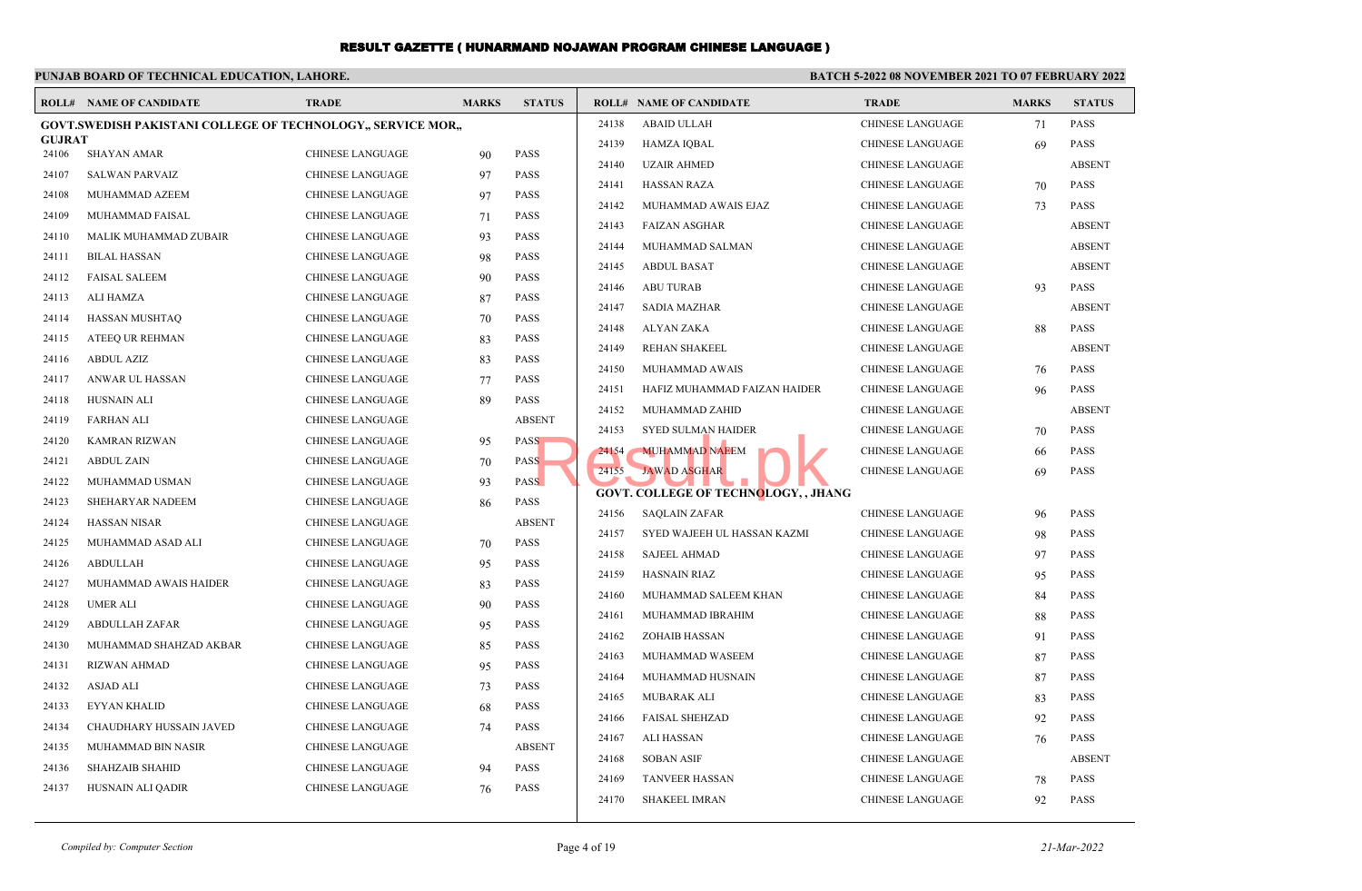# RESULT GAZETTE ( HUNARMAND NOJAWAN PROGRAM CHINESE LANGUAGE )

**PUNJAB BOARD OF TECHNICAL EDUCATION, LAHORE.**

**BATCH 5-2022 08 NOVEMBER 2021 TO 07 FEBRUARY 2022**

| ROLL# | NAME OF CANDIDATE | TRADE | MARKS | STATUS |
|---|---|---|---|---|
| **GOVT.SWEDISH PAKISTANI COLLEGE OF TECHNOLOGY,, SERVICE MOR,, GUJRAT** | | | | |
| 24106 | SHAYAN AMAR | CHINESE LANGUAGE | 90 | PASS |
| 24107 | SALWAN PARVAIZ | CHINESE LANGUAGE | 97 | PASS |
| 24108 | MUHAMMAD AZEEM | CHINESE LANGUAGE | 97 | PASS |
| 24109 | MUHAMMAD FAISAL | CHINESE LANGUAGE | 71 | PASS |
| 24110 | MALIK MUHAMMAD ZUBAIR | CHINESE LANGUAGE | 93 | PASS |
| 24111 | BILAL HASSAN | CHINESE LANGUAGE | 98 | PASS |
| 24112 | FAISAL SALEEM | CHINESE LANGUAGE | 90 | PASS |
| 24113 | ALI HAMZA | CHINESE LANGUAGE | 87 | PASS |
| 24114 | HASSAN MUSHTAQ | CHINESE LANGUAGE | 70 | PASS |
| 24115 | ATEEQ UR REHMAN | CHINESE LANGUAGE | 83 | PASS |
| 24116 | ABDUL AZIZ | CHINESE LANGUAGE | 83 | PASS |
| 24117 | ANWAR UL HASSAN | CHINESE LANGUAGE | 77 | PASS |
| 24118 | HUSNAIN ALI | CHINESE LANGUAGE | 89 | PASS |
| 24119 | FARHAN ALI | CHINESE LANGUAGE | | ABSENT |
| 24120 | KAMRAN RIZWAN | CHINESE LANGUAGE | 95 | PASS |
| 24121 | ABDUL ZAIN | CHINESE LANGUAGE | 70 | PASS |
| 24122 | MUHAMMAD USMAN | CHINESE LANGUAGE | 93 | PASS |
| 24123 | SHEHARYAR NADEEM | CHINESE LANGUAGE | 86 | PASS |
| 24124 | HASSAN NISAR | CHINESE LANGUAGE | | ABSENT |
| 24125 | MUHAMMAD ASAD ALI | CHINESE LANGUAGE | 70 | PASS |
| 24126 | ABDULLAH | CHINESE LANGUAGE | 95 | PASS |
| 24127 | MUHAMMAD AWAIS HAIDER | CHINESE LANGUAGE | 83 | PASS |
| 24128 | UMER ALI | CHINESE LANGUAGE | 90 | PASS |
| 24129 | ABDULLAH ZAFAR | CHINESE LANGUAGE | 95 | PASS |
| 24130 | MUHAMMAD SHAHZAD AKBAR | CHINESE LANGUAGE | 85 | PASS |
| 24131 | RIZWAN AHMAD | CHINESE LANGUAGE | 95 | PASS |
| 24132 | ASJAD ALI | CHINESE LANGUAGE | 73 | PASS |
| 24133 | EYYAN KHALID | CHINESE LANGUAGE | 68 | PASS |
| 24134 | CHAUDHARY HUSSAIN JAVED | CHINESE LANGUAGE | 74 | PASS |
| 24135 | MUHAMMAD BIN NASIR | CHINESE LANGUAGE | | ABSENT |
| 24136 | SHAHZAIB SHAHID | CHINESE LANGUAGE | 94 | PASS |
| 24137 | HUSNAIN ALI QADIR | CHINESE LANGUAGE | 76 | PASS |
| 24138 | ABAID ULLAH | CHINESE LANGUAGE | 71 | PASS |
| 24139 | HAMZA IQBAL | CHINESE LANGUAGE | 69 | PASS |
| 24140 | UZAIR AHMED | CHINESE LANGUAGE | | ABSENT |
| 24141 | HASSAN RAZA | CHINESE LANGUAGE | 70 | PASS |
| 24142 | MUHAMMAD AWAIS EJAZ | CHINESE LANGUAGE | 73 | PASS |
| 24143 | FAIZAN ASGHAR | CHINESE LANGUAGE | | ABSENT |
| 24144 | MUHAMMAD SALMAN | CHINESE LANGUAGE | | ABSENT |
| 24145 | ABDUL BASAT | CHINESE LANGUAGE | | ABSENT |
| 24146 | ABU TURAB | CHINESE LANGUAGE | 93 | PASS |
| 24147 | SADIA MAZHAR | CHINESE LANGUAGE | | ABSENT |
| 24148 | ALYAN ZAKA | CHINESE LANGUAGE | 88 | PASS |
| 24149 | REHAN SHAKEEL | CHINESE LANGUAGE | | ABSENT |
| 24150 | MUHAMMAD AWAIS | CHINESE LANGUAGE | 76 | PASS |
| 24151 | HAFIZ MUHAMMAD FAIZAN HAIDER | CHINESE LANGUAGE | 96 | PASS |
| 24152 | MUHAMMAD ZAHID | CHINESE LANGUAGE | | ABSENT |
| 24153 | SYED SULMAN HAIDER | CHINESE LANGUAGE | 70 | PASS |
| 24154 | MUHAMMAD NAEEM | CHINESE LANGUAGE | 66 | PASS |
| 24155 | JAWAD ASGHAR | CHINESE LANGUAGE | 69 | PASS |
| **GOVT. COLLEGE OF TECHNOLOGY, , JHANG** | | | | |
| 24156 | SAQLAIN ZAFAR | CHINESE LANGUAGE | 96 | PASS |
| 24157 | SYED WAJEEH UL HASSAN KAZMI | CHINESE LANGUAGE | 98 | PASS |
| 24158 | SAJEEL AHMAD | CHINESE LANGUAGE | 97 | PASS |
| 24159 | HASNAIN RIAZ | CHINESE LANGUAGE | 95 | PASS |
| 24160 | MUHAMMAD SALEEM KHAN | CHINESE LANGUAGE | 84 | PASS |
| 24161 | MUHAMMAD IBRAHIM | CHINESE LANGUAGE | 88 | PASS |
| 24162 | ZOHAIB HASSAN | CHINESE LANGUAGE | 91 | PASS |
| 24163 | MUHAMMAD WASEEM | CHINESE LANGUAGE | 87 | PASS |
| 24164 | MUHAMMAD HUSNAIN | CHINESE LANGUAGE | 87 | PASS |
| 24165 | MUBARAK ALI | CHINESE LANGUAGE | 83 | PASS |
| 24166 | FAISAL SHEHZAD | CHINESE LANGUAGE | 92 | PASS |
| 24167 | ALI HASSAN | CHINESE LANGUAGE | 76 | PASS |
| 24168 | SOBAN ASIF | CHINESE LANGUAGE | | ABSENT |
| 24169 | TANVEER HASSAN | CHINESE LANGUAGE | 78 | PASS |
| 24170 | SHAKEEL IMRAN | CHINESE LANGUAGE | 92 | PASS |

*Compiled by: Computer Section* — *21-Mar-2022*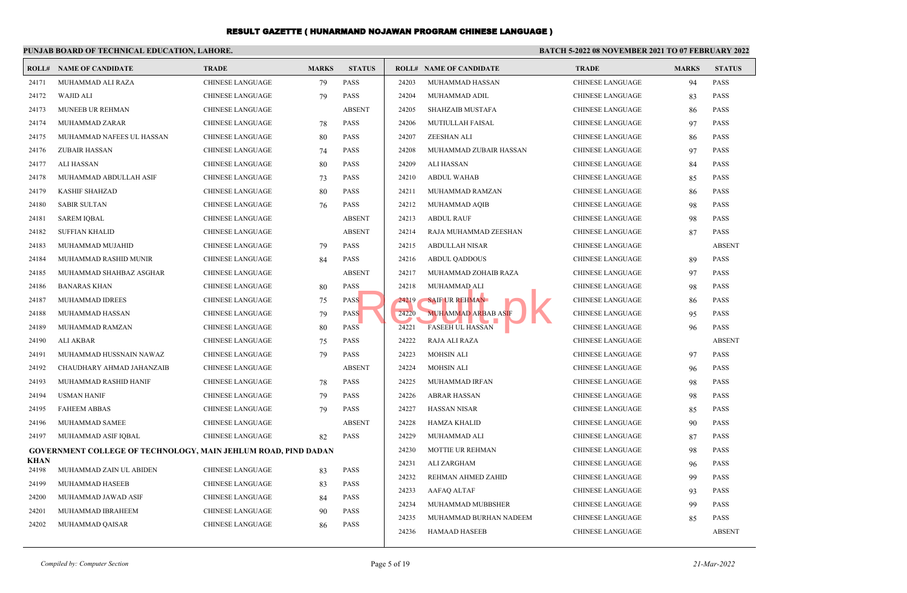# RESULT GAZETTE ( HUNARMAND NOJAWAN PROGRAM CHINESE LANGUAGE )

**PUNJAB BOARD OF TECHNICAL EDUCATION, LAHORE.**

**BATCH 5-2022 08 NOVEMBER 2021 TO 07 FEBRUARY 2022**

| ROLL# | NAME OF CANDIDATE | TRADE | MARKS | STATUS |
|---|---|---|---|---|
| 24171 | MUHAMMAD ALI RAZA | CHINESE LANGUAGE | 79 | PASS |
| 24172 | WAJID ALI | CHINESE LANGUAGE | 79 | PASS |
| 24173 | MUNEEB UR REHMAN | CHINESE LANGUAGE | | ABSENT |
| 24174 | MUHAMMAD ZARAR | CHINESE LANGUAGE | 78 | PASS |
| 24175 | MUHAMMAD NAFEES UL HASSAN | CHINESE LANGUAGE | 80 | PASS |
| 24176 | ZUBAIR HASSAN | CHINESE LANGUAGE | 74 | PASS |
| 24177 | ALI HASSAN | CHINESE LANGUAGE | 80 | PASS |
| 24178 | MUHAMMAD ABDULLAH ASIF | CHINESE LANGUAGE | 73 | PASS |
| 24179 | KASHIF SHAHZAD | CHINESE LANGUAGE | 80 | PASS |
| 24180 | SABIR SULTAN | CHINESE LANGUAGE | 76 | PASS |
| 24181 | SAREM IQBAL | CHINESE LANGUAGE | | ABSENT |
| 24182 | SUFFIAN KHALID | CHINESE LANGUAGE | | ABSENT |
| 24183 | MUHAMMAD MUJAHID | CHINESE LANGUAGE | 79 | PASS |
| 24184 | MUHAMMAD RASHID MUNIR | CHINESE LANGUAGE | 84 | PASS |
| 24185 | MUHAMMAD SHAHBAZ ASGHAR | CHINESE LANGUAGE | | ABSENT |
| 24186 | BANARAS KHAN | CHINESE LANGUAGE | 80 | PASS |
| 24187 | MUHAMMAD IDREES | CHINESE LANGUAGE | 75 | PASS |
| 24188 | MUHAMMAD HASSAN | CHINESE LANGUAGE | 79 | PASS |
| 24189 | MUHAMMAD RAMZAN | CHINESE LANGUAGE | 80 | PASS |
| 24190 | ALI AKBAR | CHINESE LANGUAGE | 75 | PASS |
| 24191 | MUHAMMAD HUSSNAIN NAWAZ | CHINESE LANGUAGE | 79 | PASS |
| 24192 | CHAUDHARY AHMAD JAHANZAIB | CHINESE LANGUAGE | | ABSENT |
| 24193 | MUHAMMAD RASHID HANIF | CHINESE LANGUAGE | 78 | PASS |
| 24194 | USMAN HANIF | CHINESE LANGUAGE | 79 | PASS |
| 24195 | FAHEEM ABBAS | CHINESE LANGUAGE | 79 | PASS |
| 24196 | MUHAMMAD SAMEE | CHINESE LANGUAGE | | ABSENT |
| 24197 | MUHAMMAD ASIF IQBAL | CHINESE LANGUAGE | 82 | PASS |

**GOVERNMENT COLLEGE OF TECHNOLOGY, MAIN JEHLUM ROAD, PIND DADAN KHAN**

| ROLL# | NAME OF CANDIDATE | TRADE | MARKS | STATUS |
|---|---|---|---|---|
| 24198 | MUHAMMAD ZAIN UL ABIDEN | CHINESE LANGUAGE | 83 | PASS |
| 24199 | MUHAMMAD HASEEB | CHINESE LANGUAGE | 83 | PASS |
| 24200 | MUHAMMAD JAWAD ASIF | CHINESE LANGUAGE | 84 | PASS |
| 24201 | MUHAMMAD IBRAHEEM | CHINESE LANGUAGE | 90 | PASS |
| 24202 | MUHAMMAD QAISAR | CHINESE LANGUAGE | 86 | PASS |
| 24203 | MUHAMMAD HASSAN | CHINESE LANGUAGE | 94 | PASS |
| 24204 | MUHAMMAD ADIL | CHINESE LANGUAGE | 83 | PASS |
| 24205 | SHAHZAIB MUSTAFA | CHINESE LANGUAGE | 86 | PASS |
| 24206 | MUTIULLAH FAISAL | CHINESE LANGUAGE | 97 | PASS |
| 24207 | ZEESHAN ALI | CHINESE LANGUAGE | 86 | PASS |
| 24208 | MUHAMMAD ZUBAIR HASSAN | CHINESE LANGUAGE | 97 | PASS |
| 24209 | ALI HASSAN | CHINESE LANGUAGE | 84 | PASS |
| 24210 | ABDUL WAHAB | CHINESE LANGUAGE | 85 | PASS |
| 24211 | MUHAMMAD RAMZAN | CHINESE LANGUAGE | 86 | PASS |
| 24212 | MUHAMMAD AQIB | CHINESE LANGUAGE | 98 | PASS |
| 24213 | ABDUL RAUF | CHINESE LANGUAGE | 98 | PASS |
| 24214 | RAJA MUHAMMAD ZEESHAN | CHINESE LANGUAGE | 87 | PASS |
| 24215 | ABDULLAH NISAR | CHINESE LANGUAGE | | ABSENT |
| 24216 | ABDUL QADDOUS | CHINESE LANGUAGE | 89 | PASS |
| 24217 | MUHAMMAD ZOHAIB RAZA | CHINESE LANGUAGE | 97 | PASS |
| 24218 | MUHAMMAD ALI | CHINESE LANGUAGE | 98 | PASS |
| 24219 | SAIF UR REHMAN | CHINESE LANGUAGE | 86 | PASS |
| 24220 | MUHAMMAD ARBAB ASIF | CHINESE LANGUAGE | 95 | PASS |
| 24221 | FASEEH UL HASSAN | CHINESE LANGUAGE | 96 | PASS |
| 24222 | RAJA ALI RAZA | CHINESE LANGUAGE | | ABSENT |
| 24223 | MOHSIN ALI | CHINESE LANGUAGE | 97 | PASS |
| 24224 | MOHSIN ALI | CHINESE LANGUAGE | 96 | PASS |
| 24225 | MUHAMMAD IRFAN | CHINESE LANGUAGE | 98 | PASS |
| 24226 | ABRAR HASSAN | CHINESE LANGUAGE | 98 | PASS |
| 24227 | HASSAN NISAR | CHINESE LANGUAGE | 85 | PASS |
| 24228 | HAMZA KHALID | CHINESE LANGUAGE | 90 | PASS |
| 24229 | MUHAMMAD ALI | CHINESE LANGUAGE | 87 | PASS |
| 24230 | MOTTIE UR REHMAN | CHINESE LANGUAGE | 98 | PASS |
| 24231 | ALI ZARGHAM | CHINESE LANGUAGE | 96 | PASS |
| 24232 | REHMAN AHMED ZAHID | CHINESE LANGUAGE | 99 | PASS |
| 24233 | AAFAQ ALTAF | CHINESE LANGUAGE | 93 | PASS |
| 24234 | MUHAMMAD MUBBSHER | CHINESE LANGUAGE | 99 | PASS |
| 24235 | MUHAMMAD BURHAN NADEEM | CHINESE LANGUAGE | 85 | PASS |
| 24236 | HAMAAD HASEEB | CHINESE LANGUAGE | | ABSENT |

*Compiled by: Computer Section*

*21-Mar-2022*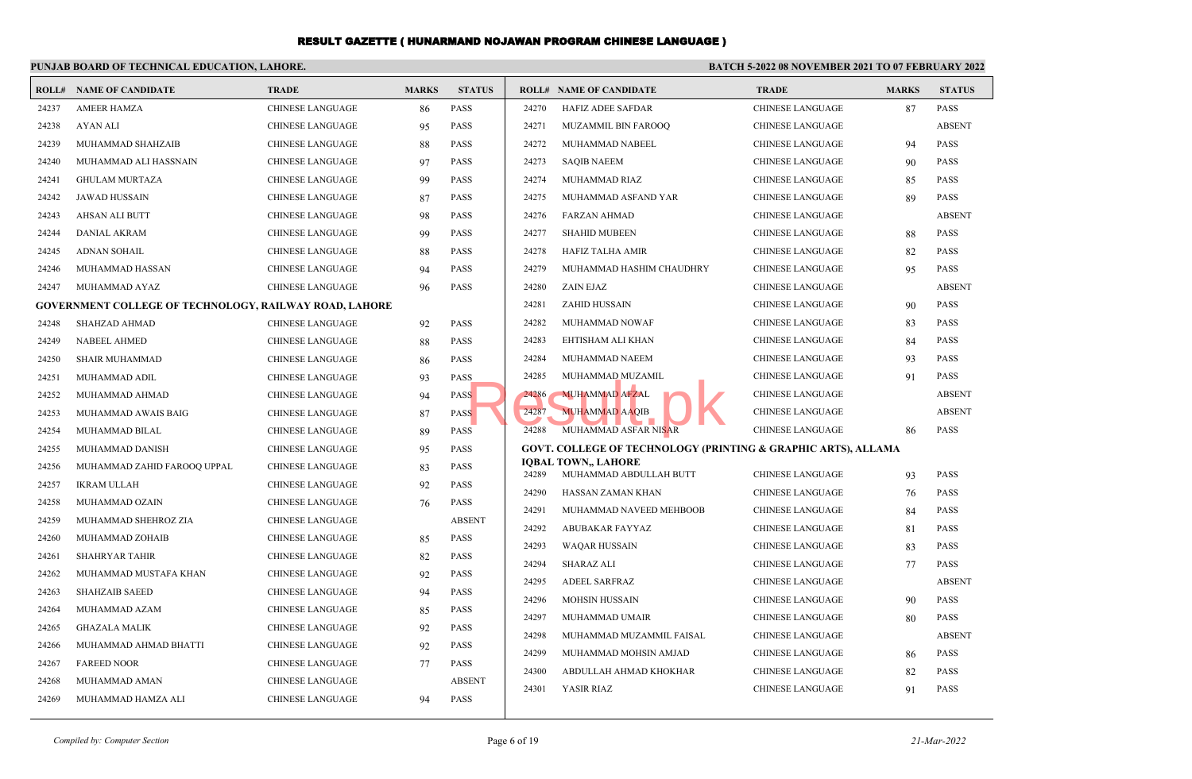# RESULT GAZETTE ( HUNARMAND NOJAWAN PROGRAM CHINESE LANGUAGE )

**PUNJAB BOARD OF TECHNICAL EDUCATION, LAHORE.**

**BATCH 5-2022 08 NOVEMBER 2021 TO 07 FEBRUARY 2022**

| ROLL# | NAME OF CANDIDATE | TRADE | MARKS | STATUS |
|---|---|---|---|---|
| 24237 | AMEER HAMZA | CHINESE LANGUAGE | 86 | PASS |
| 24238 | AYAN ALI | CHINESE LANGUAGE | 95 | PASS |
| 24239 | MUHAMMAD SHAHZAIB | CHINESE LANGUAGE | 88 | PASS |
| 24240 | MUHAMMAD ALI HASSNAIN | CHINESE LANGUAGE | 97 | PASS |
| 24241 | GHULAM MURTAZA | CHINESE LANGUAGE | 99 | PASS |
| 24242 | JAWAD HUSSAIN | CHINESE LANGUAGE | 87 | PASS |
| 24243 | AHSAN ALI BUTT | CHINESE LANGUAGE | 98 | PASS |
| 24244 | DANIAL AKRAM | CHINESE LANGUAGE | 99 | PASS |
| 24245 | ADNAN SOHAIL | CHINESE LANGUAGE | 88 | PASS |
| 24246 | MUHAMMAD HASSAN | CHINESE LANGUAGE | 94 | PASS |
| 24247 | MUHAMMAD AYAZ | CHINESE LANGUAGE | 96 | PASS |

**GOVERNMENT COLLEGE OF TECHNOLOGY, RAILWAY ROAD, LAHORE**

| ROLL# | NAME OF CANDIDATE | TRADE | MARKS | STATUS |
|---|---|---|---|---|
| 24248 | SHAHZAD AHMAD | CHINESE LANGUAGE | 92 | PASS |
| 24249 | NABEEL AHMED | CHINESE LANGUAGE | 88 | PASS |
| 24250 | SHAIR MUHAMMAD | CHINESE LANGUAGE | 86 | PASS |
| 24251 | MUHAMMAD ADIL | CHINESE LANGUAGE | 93 | PASS |
| 24252 | MUHAMMAD AHMAD | CHINESE LANGUAGE | 94 | PASS |
| 24253 | MUHAMMAD AWAIS BAIG | CHINESE LANGUAGE | 87 | PASS |
| 24254 | MUHAMMAD BILAL | CHINESE LANGUAGE | 89 | PASS |
| 24255 | MUHAMMAD DANISH | CHINESE LANGUAGE | 95 | PASS |
| 24256 | MUHAMMAD ZAHID FAROOQ UPPAL | CHINESE LANGUAGE | 83 | PASS |
| 24257 | IKRAM ULLAH | CHINESE LANGUAGE | 92 | PASS |
| 24258 | MUHAMMAD OZAIN | CHINESE LANGUAGE | 76 | PASS |
| 24259 | MUHAMMAD SHEHROZ ZIA | CHINESE LANGUAGE | | ABSENT |
| 24260 | MUHAMMAD ZOHAIB | CHINESE LANGUAGE | 85 | PASS |
| 24261 | SHAHRYAR TAHIR | CHINESE LANGUAGE | 82 | PASS |
| 24262 | MUHAMMAD MUSTAFA KHAN | CHINESE LANGUAGE | 92 | PASS |
| 24263 | SHAHZAIB SAEED | CHINESE LANGUAGE | 94 | PASS |
| 24264 | MUHAMMAD AZAM | CHINESE LANGUAGE | 85 | PASS |
| 24265 | GHAZALA MALIK | CHINESE LANGUAGE | 92 | PASS |
| 24266 | MUHAMMAD AHMAD BHATTI | CHINESE LANGUAGE | 92 | PASS |
| 24267 | FAREED NOOR | CHINESE LANGUAGE | 77 | PASS |
| 24268 | MUHAMMAD AMAN | CHINESE LANGUAGE | | ABSENT |
| 24269 | MUHAMMAD HAMZA ALI | CHINESE LANGUAGE | 94 | PASS |
| 24270 | HAFIZ ADEE SAFDAR | CHINESE LANGUAGE | 87 | PASS |
| 24271 | MUZAMMIL BIN FAROOQ | CHINESE LANGUAGE | | ABSENT |
| 24272 | MUHAMMAD NABEEL | CHINESE LANGUAGE | 94 | PASS |
| 24273 | SAQIB NAEEM | CHINESE LANGUAGE | 90 | PASS |
| 24274 | MUHAMMAD RIAZ | CHINESE LANGUAGE | 85 | PASS |
| 24275 | MUHAMMAD ASFAND YAR | CHINESE LANGUAGE | 89 | PASS |
| 24276 | FARZAN AHMAD | CHINESE LANGUAGE | | ABSENT |
| 24277 | SHAHID MUBEEN | CHINESE LANGUAGE | 88 | PASS |
| 24278 | HAFIZ TALHA AMIR | CHINESE LANGUAGE | 82 | PASS |
| 24279 | MUHAMMAD HASHIM CHAUDHRY | CHINESE LANGUAGE | 95 | PASS |
| 24280 | ZAIN EJAZ | CHINESE LANGUAGE | | ABSENT |
| 24281 | ZAHID HUSSAIN | CHINESE LANGUAGE | 90 | PASS |
| 24282 | MUHAMMAD NOWAF | CHINESE LANGUAGE | 83 | PASS |
| 24283 | EHTISHAM ALI KHAN | CHINESE LANGUAGE | 84 | PASS |
| 24284 | MUHAMMAD NAEEM | CHINESE LANGUAGE | 93 | PASS |
| 24285 | MUHAMMAD MUZAMIL | CHINESE LANGUAGE | 91 | PASS |
| 24286 | MUHAMMAD AFZAL | CHINESE LANGUAGE | | ABSENT |
| 24287 | MUHAMMAD AAQIB | CHINESE LANGUAGE | | ABSENT |
| 24288 | MUHAMMAD ASFAR NISAR | CHINESE LANGUAGE | 86 | PASS |

**GOVT. COLLEGE OF TECHNOLOGY (PRINTING & GRAPHIC ARTS), ALLAMA IQBAL TOWN,, LAHORE**

| ROLL# | NAME OF CANDIDATE | TRADE | MARKS | STATUS |
|---|---|---|---|---|
| 24289 | MUHAMMAD ABDULLAH BUTT | CHINESE LANGUAGE | 93 | PASS |
| 24290 | HASSAN ZAMAN KHAN | CHINESE LANGUAGE | 76 | PASS |
| 24291 | MUHAMMAD NAVEED MEHBOOB | CHINESE LANGUAGE | 84 | PASS |
| 24292 | ABUBAKAR FAYYAZ | CHINESE LANGUAGE | 81 | PASS |
| 24293 | WAQAR HUSSAIN | CHINESE LANGUAGE | 83 | PASS |
| 24294 | SHARAZ ALI | CHINESE LANGUAGE | 77 | PASS |
| 24295 | ADEEL SARFRAZ | CHINESE LANGUAGE | | ABSENT |
| 24296 | MOHSIN HUSSAIN | CHINESE LANGUAGE | 90 | PASS |
| 24297 | MUHAMMAD UMAIR | CHINESE LANGUAGE | 80 | PASS |
| 24298 | MUHAMMAD MUZAMMIL FAISAL | CHINESE LANGUAGE | | ABSENT |
| 24299 | MUHAMMAD MOHSIN AMJAD | CHINESE LANGUAGE | 86 | PASS |
| 24300 | ABDULLAH AHMAD KHOKHAR | CHINESE LANGUAGE | 82 | PASS |
| 24301 | YASIR RIAZ | CHINESE LANGUAGE | 91 | PASS |

*Compiled by: Computer Section*

*21-Mar-2022*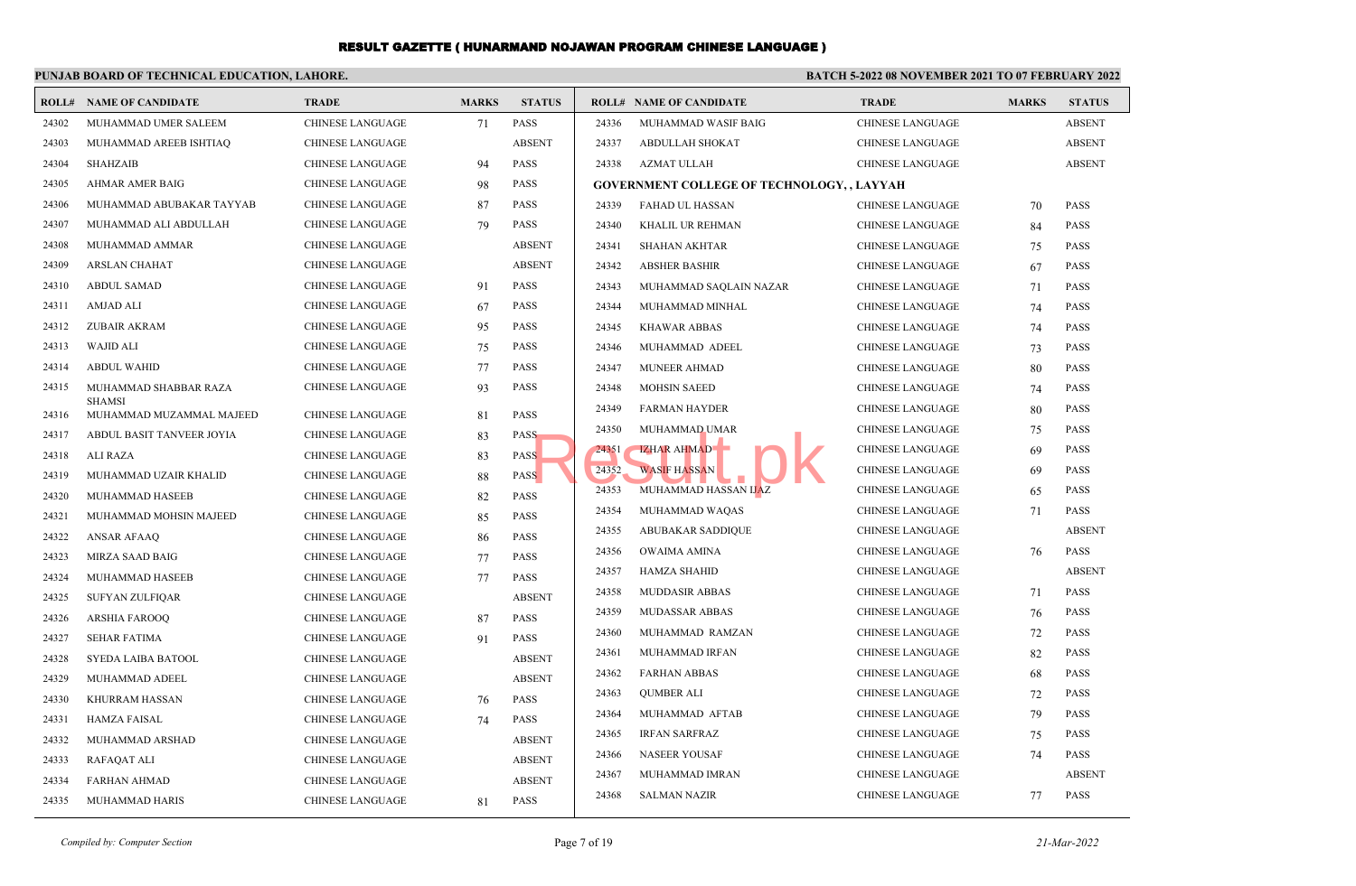# RESULT GAZETTE ( HUNARMAND NOJAWAN PROGRAM CHINESE LANGUAGE )

**PUNJAB BOARD OF TECHNICAL EDUCATION, LAHORE.**

**BATCH 5-2022 08 NOVEMBER 2021 TO 07 FEBRUARY 2022**

| ROLL# | NAME OF CANDIDATE | TRADE | MARKS | STATUS |
|---|---|---|---|---|
| 24302 | MUHAMMAD UMER SALEEM | CHINESE LANGUAGE | 71 | PASS |
| 24303 | MUHAMMAD AREEB ISHTIAQ | CHINESE LANGUAGE | | ABSENT |
| 24304 | SHAHZAIB | CHINESE LANGUAGE | 94 | PASS |
| 24305 | AHMAR AMER BAIG | CHINESE LANGUAGE | 98 | PASS |
| 24306 | MUHAMMAD ABUBAKAR TAYYAB | CHINESE LANGUAGE | 87 | PASS |
| 24307 | MUHAMMAD ALI ABDULLAH | CHINESE LANGUAGE | 79 | PASS |
| 24308 | MUHAMMAD AMMAR | CHINESE LANGUAGE | | ABSENT |
| 24309 | ARSLAN CHAHAT | CHINESE LANGUAGE | | ABSENT |
| 24310 | ABDUL SAMAD | CHINESE LANGUAGE | 91 | PASS |
| 24311 | AMJAD ALI | CHINESE LANGUAGE | 67 | PASS |
| 24312 | ZUBAIR AKRAM | CHINESE LANGUAGE | 95 | PASS |
| 24313 | WAJID ALI | CHINESE LANGUAGE | 75 | PASS |
| 24314 | ABDUL WAHID | CHINESE LANGUAGE | 77 | PASS |
| 24315 | MUHAMMAD SHABBAR RAZA SHAMSI | CHINESE LANGUAGE | 93 | PASS |
| 24316 | MUHAMMAD MUZAMMAL MAJEED | CHINESE LANGUAGE | 81 | PASS |
| 24317 | ABDUL BASIT TANVEER JOYIA | CHINESE LANGUAGE | 83 | PASS |
| 24318 | ALI RAZA | CHINESE LANGUAGE | 83 | PASS |
| 24319 | MUHAMMAD UZAIR KHALID | CHINESE LANGUAGE | 88 | PASS |
| 24320 | MUHAMMAD HASEEB | CHINESE LANGUAGE | 82 | PASS |
| 24321 | MUHAMMAD MOHSIN MAJEED | CHINESE LANGUAGE | 85 | PASS |
| 24322 | ANSAR AFAAQ | CHINESE LANGUAGE | 86 | PASS |
| 24323 | MIRZA SAAD BAIG | CHINESE LANGUAGE | 77 | PASS |
| 24324 | MUHAMMAD HASEEB | CHINESE LANGUAGE | 77 | PASS |
| 24325 | SUFYAN ZULFIQAR | CHINESE LANGUAGE | | ABSENT |
| 24326 | ARSHIA FAROOQ | CHINESE LANGUAGE | 87 | PASS |
| 24327 | SEHAR FATIMA | CHINESE LANGUAGE | 91 | PASS |
| 24328 | SYEDA LAIBA BATOOL | CHINESE LANGUAGE | | ABSENT |
| 24329 | MUHAMMAD ADEEL | CHINESE LANGUAGE | | ABSENT |
| 24330 | KHURRAM HASSAN | CHINESE LANGUAGE | 76 | PASS |
| 24331 | HAMZA FAISAL | CHINESE LANGUAGE | 74 | PASS |
| 24332 | MUHAMMAD ARSHAD | CHINESE LANGUAGE | | ABSENT |
| 24333 | RAFAQAT ALI | CHINESE LANGUAGE | | ABSENT |
| 24334 | FARHAN AHMAD | CHINESE LANGUAGE | | ABSENT |
| 24335 | MUHAMMAD HARIS | CHINESE LANGUAGE | 81 | PASS |
| 24336 | MUHAMMAD WASIF BAIG | CHINESE LANGUAGE | | ABSENT |
| 24337 | ABDULLAH SHOKAT | CHINESE LANGUAGE | | ABSENT |
| 24338 | AZMAT ULLAH | CHINESE LANGUAGE | | ABSENT |

**GOVERNMENT COLLEGE OF TECHNOLOGY, , LAYYAH**

| ROLL# | NAME OF CANDIDATE | TRADE | MARKS | STATUS |
|---|---|---|---|---|
| 24339 | FAHAD UL HASSAN | CHINESE LANGUAGE | 70 | PASS |
| 24340 | KHALIL UR REHMAN | CHINESE LANGUAGE | 84 | PASS |
| 24341 | SHAHAN AKHTAR | CHINESE LANGUAGE | 75 | PASS |
| 24342 | ABSHER BASHIR | CHINESE LANGUAGE | 67 | PASS |
| 24343 | MUHAMMAD SAQLAIN NAZAR | CHINESE LANGUAGE | 71 | PASS |
| 24344 | MUHAMMAD MINHAL | CHINESE LANGUAGE | 74 | PASS |
| 24345 | KHAWAR ABBAS | CHINESE LANGUAGE | 74 | PASS |
| 24346 | MUHAMMAD ADEEL | CHINESE LANGUAGE | 73 | PASS |
| 24347 | MUNEER AHMAD | CHINESE LANGUAGE | 80 | PASS |
| 24348 | MOHSIN SAEED | CHINESE LANGUAGE | 74 | PASS |
| 24349 | FARMAN HAYDER | CHINESE LANGUAGE | 80 | PASS |
| 24350 | MUHAMMAD UMAR | CHINESE LANGUAGE | 75 | PASS |
| 24351 | IZHAR AHMAD | CHINESE LANGUAGE | 69 | PASS |
| 24352 | WASIF HASSAN | CHINESE LANGUAGE | 69 | PASS |
| 24353 | MUHAMMAD HASSAN IJAZ | CHINESE LANGUAGE | 65 | PASS |
| 24354 | MUHAMMAD WAQAS | CHINESE LANGUAGE | 71 | PASS |
| 24355 | ABUBAKAR SADDIQUE | CHINESE LANGUAGE | | ABSENT |
| 24356 | OWAIMA AMINA | CHINESE LANGUAGE | 76 | PASS |
| 24357 | HAMZA SHAHID | CHINESE LANGUAGE | | ABSENT |
| 24358 | MUDDASIR ABBAS | CHINESE LANGUAGE | 71 | PASS |
| 24359 | MUDASSAR ABBAS | CHINESE LANGUAGE | 76 | PASS |
| 24360 | MUHAMMAD RAMZAN | CHINESE LANGUAGE | 72 | PASS |
| 24361 | MUHAMMAD IRFAN | CHINESE LANGUAGE | 82 | PASS |
| 24362 | FARHAN ABBAS | CHINESE LANGUAGE | 68 | PASS |
| 24363 | QUMBER ALI | CHINESE LANGUAGE | 72 | PASS |
| 24364 | MUHAMMAD AFTAB | CHINESE LANGUAGE | 79 | PASS |
| 24365 | IRFAN SARFRAZ | CHINESE LANGUAGE | 75 | PASS |
| 24366 | NASEER YOUSAF | CHINESE LANGUAGE | 74 | PASS |
| 24367 | MUHAMMAD IMRAN | CHINESE LANGUAGE | | ABSENT |
| 24368 | SALMAN NAZIR | CHINESE LANGUAGE | 77 | PASS |

*Compiled by: Computer Section*

*21-Mar-2022*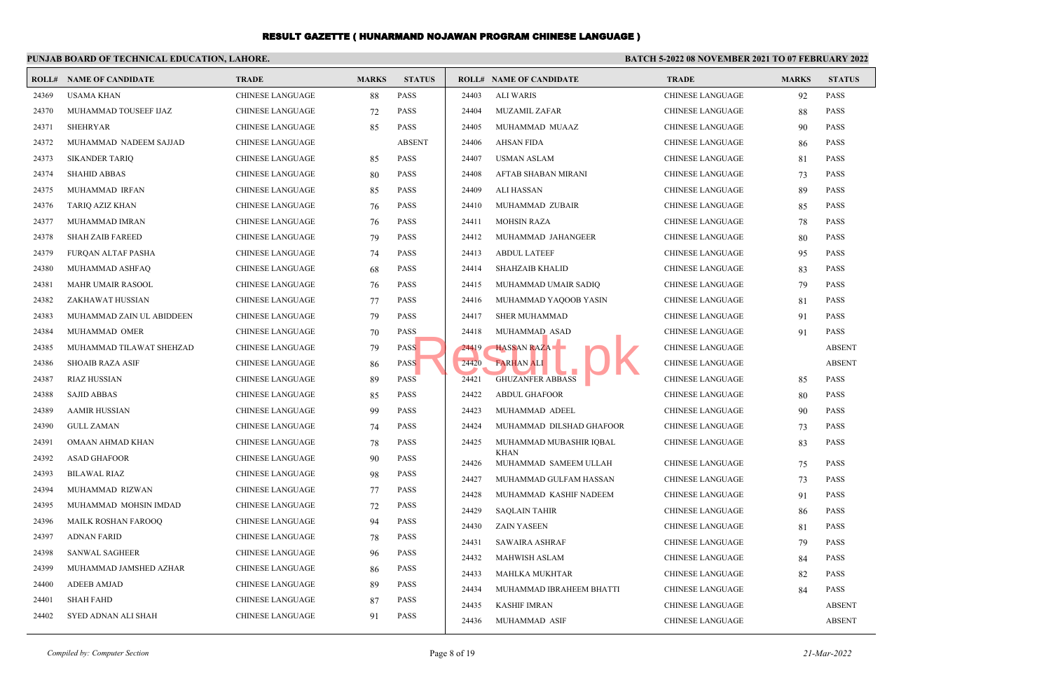# RESULT GAZETTE ( HUNARMAND NOJAWAN PROGRAM CHINESE LANGUAGE )

**PUNJAB BOARD OF TECHNICAL EDUCATION, LAHORE.**

**BATCH 5-2022 08 NOVEMBER 2021 TO 07 FEBRUARY 2022**

| ROLL# | NAME OF CANDIDATE | TRADE | MARKS | STATUS |
|---|---|---|---|---|
| 24369 | USAMA KHAN | CHINESE LANGUAGE | 88 | PASS |
| 24370 | MUHAMMAD TOUSEEF IJAZ | CHINESE LANGUAGE | 72 | PASS |
| 24371 | SHEHRYAR | CHINESE LANGUAGE | 85 | PASS |
| 24372 | MUHAMMAD NADEEM SAJJAD | CHINESE LANGUAGE | | ABSENT |
| 24373 | SIKANDER TARIQ | CHINESE LANGUAGE | 85 | PASS |
| 24374 | SHAHID ABBAS | CHINESE LANGUAGE | 80 | PASS |
| 24375 | MUHAMMAD IRFAN | CHINESE LANGUAGE | 85 | PASS |
| 24376 | TARIQ AZIZ KHAN | CHINESE LANGUAGE | 76 | PASS |
| 24377 | MUHAMMAD IMRAN | CHINESE LANGUAGE | 76 | PASS |
| 24378 | SHAH ZAIB FAREED | CHINESE LANGUAGE | 79 | PASS |
| 24379 | FURQAN ALTAF PASHA | CHINESE LANGUAGE | 74 | PASS |
| 24380 | MUHAMMAD ASHFAQ | CHINESE LANGUAGE | 68 | PASS |
| 24381 | MAHR UMAIR RASOOL | CHINESE LANGUAGE | 76 | PASS |
| 24382 | ZAKHAWAT HUSSIAN | CHINESE LANGUAGE | 77 | PASS |
| 24383 | MUHAMMAD ZAIN UL ABIDDEEN | CHINESE LANGUAGE | 79 | PASS |
| 24384 | MUHAMMAD OMER | CHINESE LANGUAGE | 70 | PASS |
| 24385 | MUHAMMAD TILAWAT SHEHZAD | CHINESE LANGUAGE | 79 | PASS |
| 24386 | SHOAIB RAZA ASIF | CHINESE LANGUAGE | 86 | PASS |
| 24387 | RIAZ HUSSIAN | CHINESE LANGUAGE | 89 | PASS |
| 24388 | SAJID ABBAS | CHINESE LANGUAGE | 85 | PASS |
| 24389 | AAMIR HUSSIAN | CHINESE LANGUAGE | 99 | PASS |
| 24390 | GULL ZAMAN | CHINESE LANGUAGE | 74 | PASS |
| 24391 | OMAAN AHMAD KHAN | CHINESE LANGUAGE | 78 | PASS |
| 24392 | ASAD GHAFOOR | CHINESE LANGUAGE | 90 | PASS |
| 24393 | BILAWAL RIAZ | CHINESE LANGUAGE | 98 | PASS |
| 24394 | MUHAMMAD RIZWAN | CHINESE LANGUAGE | 77 | PASS |
| 24395 | MUHAMMAD MOHSIN IMDAD | CHINESE LANGUAGE | 72 | PASS |
| 24396 | MAILK ROSHAN FAROOQ | CHINESE LANGUAGE | 94 | PASS |
| 24397 | ADNAN FARID | CHINESE LANGUAGE | 78 | PASS |
| 24398 | SANWAL SAGHEER | CHINESE LANGUAGE | 96 | PASS |
| 24399 | MUHAMMAD JAMSHED AZHAR | CHINESE LANGUAGE | 86 | PASS |
| 24400 | ADEEB AMJAD | CHINESE LANGUAGE | 89 | PASS |
| 24401 | SHAH FAHD | CHINESE LANGUAGE | 87 | PASS |
| 24402 | SYED ADNAN ALI SHAH | CHINESE LANGUAGE | 91 | PASS |
| 24403 | ALI WARIS | CHINESE LANGUAGE | 92 | PASS |
| 24404 | MUZAMIL ZAFAR | CHINESE LANGUAGE | 88 | PASS |
| 24405 | MUHAMMAD MUAAZ | CHINESE LANGUAGE | 90 | PASS |
| 24406 | AHSAN FIDA | CHINESE LANGUAGE | 86 | PASS |
| 24407 | USMAN ASLAM | CHINESE LANGUAGE | 81 | PASS |
| 24408 | AFTAB SHABAN MIRANI | CHINESE LANGUAGE | 73 | PASS |
| 24409 | ALI HASSAN | CHINESE LANGUAGE | 89 | PASS |
| 24410 | MUHAMMAD ZUBAIR | CHINESE LANGUAGE | 85 | PASS |
| 24411 | MOHSIN RAZA | CHINESE LANGUAGE | 78 | PASS |
| 24412 | MUHAMMAD JAHANGEER | CHINESE LANGUAGE | 80 | PASS |
| 24413 | ABDUL LATEEF | CHINESE LANGUAGE | 95 | PASS |
| 24414 | SHAHZAIB KHALID | CHINESE LANGUAGE | 83 | PASS |
| 24415 | MUHAMMAD UMAIR SADIQ | CHINESE LANGUAGE | 79 | PASS |
| 24416 | MUHAMMAD YAQOOB YASIN | CHINESE LANGUAGE | 81 | PASS |
| 24417 | SHER MUHAMMAD | CHINESE LANGUAGE | 91 | PASS |
| 24418 | MUHAMMAD ASAD | CHINESE LANGUAGE | 91 | PASS |
| 24419 | HASSAN RAZA | CHINESE LANGUAGE | | ABSENT |
| 24420 | FARHAN ALI | CHINESE LANGUAGE | | ABSENT |
| 24421 | GHUZANFER ABBASS | CHINESE LANGUAGE | 85 | PASS |
| 24422 | ABDUL GHAFOOR | CHINESE LANGUAGE | 80 | PASS |
| 24423 | MUHAMMAD ADEEL | CHINESE LANGUAGE | 90 | PASS |
| 24424 | MUHAMMAD DILSHAD GHAFOOR | CHINESE LANGUAGE | 73 | PASS |
| 24425 | MUHAMMAD MUBASHIR IQBAL KHAN | CHINESE LANGUAGE | 83 | PASS |
| 24426 | MUHAMMAD SAMEEM ULLAH | CHINESE LANGUAGE | 75 | PASS |
| 24427 | MUHAMMAD GULFAM HASSAN | CHINESE LANGUAGE | 73 | PASS |
| 24428 | MUHAMMAD KASHIF NADEEM | CHINESE LANGUAGE | 91 | PASS |
| 24429 | SAQLAIN TAHIR | CHINESE LANGUAGE | 86 | PASS |
| 24430 | ZAIN YASEEN | CHINESE LANGUAGE | 81 | PASS |
| 24431 | SAWAIRA ASHRAF | CHINESE LANGUAGE | 79 | PASS |
| 24432 | MAHWISH ASLAM | CHINESE LANGUAGE | 84 | PASS |
| 24433 | MAHLKA MUKHTAR | CHINESE LANGUAGE | 82 | PASS |
| 24434 | MUHAMMAD IBRAHEEM BHATTI | CHINESE LANGUAGE | 84 | PASS |
| 24435 | KASHIF IMRAN | CHINESE LANGUAGE | | ABSENT |
| 24436 | MUHAMMAD ASIF | CHINESE LANGUAGE | | ABSENT |

*Compiled by: Computer Section*

*21-Mar-2022*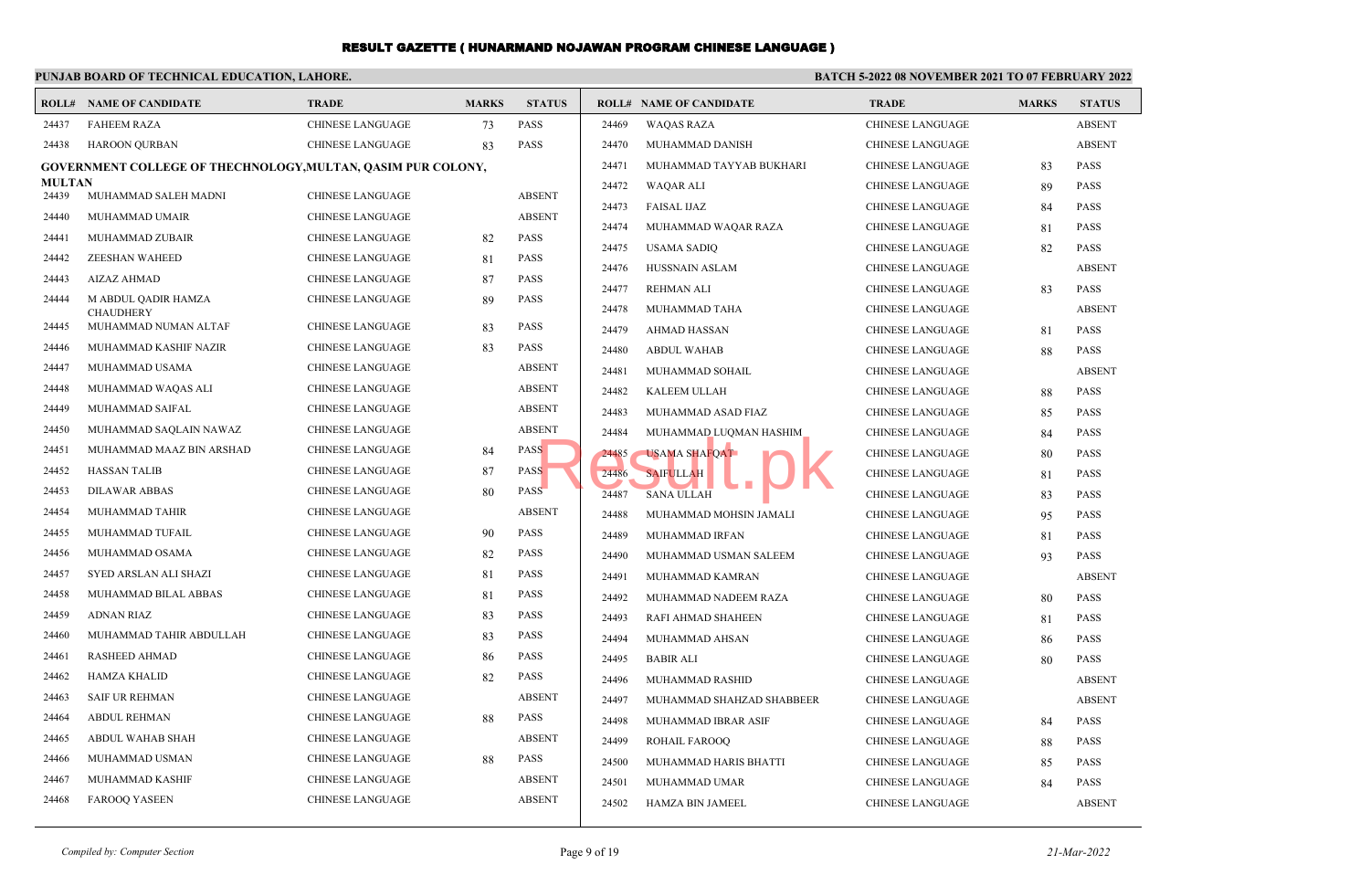# RESULT GAZETTE ( HUNARMAND NOJAWAN PROGRAM CHINESE LANGUAGE )

**PUNJAB BOARD OF TECHNICAL EDUCATION, LAHORE.**

**BATCH 5-2022 08 NOVEMBER 2021 TO 07 FEBRUARY 2022**

| ROLL# | NAME OF CANDIDATE | TRADE | MARKS | STATUS |
|---|---|---|---|---|
| 24437 | FAHEEM RAZA | CHINESE LANGUAGE | 73 | PASS |
| 24438 | HAROON QURBAN | CHINESE LANGUAGE | 83 | PASS |
| **GOVERNMENT COLLEGE OF THECHNOLOGY,MULTAN, QASIM PUR COLONY, MULTAN** | | | | |
| 24439 | MUHAMMAD SALEH MADNI | CHINESE LANGUAGE | | ABSENT |
| 24440 | MUHAMMAD UMAIR | CHINESE LANGUAGE | | ABSENT |
| 24441 | MUHAMMAD ZUBAIR | CHINESE LANGUAGE | 82 | PASS |
| 24442 | ZEESHAN WAHEED | CHINESE LANGUAGE | 81 | PASS |
| 24443 | AIZAZ AHMAD | CHINESE LANGUAGE | 87 | PASS |
| 24444 | M ABDUL QADIR HAMZA CHAUDHERY | CHINESE LANGUAGE | 89 | PASS |
| 24445 | MUHAMMAD NUMAN ALTAF | CHINESE LANGUAGE | 83 | PASS |
| 24446 | MUHAMMAD KASHIF NAZIR | CHINESE LANGUAGE | 83 | PASS |
| 24447 | MUHAMMAD USAMA | CHINESE LANGUAGE | | ABSENT |
| 24448 | MUHAMMAD WAQAS ALI | CHINESE LANGUAGE | | ABSENT |
| 24449 | MUHAMMAD SAIFAL | CHINESE LANGUAGE | | ABSENT |
| 24450 | MUHAMMAD SAQLAIN NAWAZ | CHINESE LANGUAGE | | ABSENT |
| 24451 | MUHAMMAD MAAZ BIN ARSHAD | CHINESE LANGUAGE | 84 | PASS |
| 24452 | HASSAN TALIB | CHINESE LANGUAGE | 87 | PASS |
| 24453 | DILAWAR ABBAS | CHINESE LANGUAGE | 80 | PASS |
| 24454 | MUHAMMAD TAHIR | CHINESE LANGUAGE | | ABSENT |
| 24455 | MUHAMMAD TUFAIL | CHINESE LANGUAGE | 90 | PASS |
| 24456 | MUHAMMAD OSAMA | CHINESE LANGUAGE | 82 | PASS |
| 24457 | SYED ARSLAN ALI SHAZI | CHINESE LANGUAGE | 81 | PASS |
| 24458 | MUHAMMAD BILAL ABBAS | CHINESE LANGUAGE | 81 | PASS |
| 24459 | ADNAN RIAZ | CHINESE LANGUAGE | 83 | PASS |
| 24460 | MUHAMMAD TAHIR ABDULLAH | CHINESE LANGUAGE | 83 | PASS |
| 24461 | RASHEED AHMAD | CHINESE LANGUAGE | 86 | PASS |
| 24462 | HAMZA KHALID | CHINESE LANGUAGE | 82 | PASS |
| 24463 | SAIF UR REHMAN | CHINESE LANGUAGE | | ABSENT |
| 24464 | ABDUL REHMAN | CHINESE LANGUAGE | 88 | PASS |
| 24465 | ABDUL WAHAB SHAH | CHINESE LANGUAGE | | ABSENT |
| 24466 | MUHAMMAD USMAN | CHINESE LANGUAGE | 88 | PASS |
| 24467 | MUHAMMAD KASHIF | CHINESE LANGUAGE | | ABSENT |
| 24468 | FAROOQ YASEEN | CHINESE LANGUAGE | | ABSENT |
| 24469 | WAQAS RAZA | CHINESE LANGUAGE | | ABSENT |
| 24470 | MUHAMMAD DANISH | CHINESE LANGUAGE | | ABSENT |
| 24471 | MUHAMMAD TAYYAB BUKHARI | CHINESE LANGUAGE | 83 | PASS |
| 24472 | WAQAR ALI | CHINESE LANGUAGE | 89 | PASS |
| 24473 | FAISAL IJAZ | CHINESE LANGUAGE | 84 | PASS |
| 24474 | MUHAMMAD WAQAR RAZA | CHINESE LANGUAGE | 81 | PASS |
| 24475 | USAMA SADIQ | CHINESE LANGUAGE | 82 | PASS |
| 24476 | HUSSNAIN ASLAM | CHINESE LANGUAGE | | ABSENT |
| 24477 | REHMAN ALI | CHINESE LANGUAGE | 83 | PASS |
| 24478 | MUHAMMAD TAHA | CHINESE LANGUAGE | | ABSENT |
| 24479 | AHMAD HASSAN | CHINESE LANGUAGE | 81 | PASS |
| 24480 | ABDUL WAHAB | CHINESE LANGUAGE | 88 | PASS |
| 24481 | MUHAMMAD SOHAIL | CHINESE LANGUAGE | | ABSENT |
| 24482 | KALEEM ULLAH | CHINESE LANGUAGE | 88 | PASS |
| 24483 | MUHAMMAD ASAD FIAZ | CHINESE LANGUAGE | 85 | PASS |
| 24484 | MUHAMMAD LUQMAN HASHIM | CHINESE LANGUAGE | 84 | PASS |
| 24485 | USAMA SHAFQAT | CHINESE LANGUAGE | 80 | PASS |
| 24486 | SAIFULLAH | CHINESE LANGUAGE | 81 | PASS |
| 24487 | SANA ULLAH | CHINESE LANGUAGE | 83 | PASS |
| 24488 | MUHAMMAD MOHSIN JAMALI | CHINESE LANGUAGE | 95 | PASS |
| 24489 | MUHAMMAD IRFAN | CHINESE LANGUAGE | 81 | PASS |
| 24490 | MUHAMMAD USMAN SALEEM | CHINESE LANGUAGE | 93 | PASS |
| 24491 | MUHAMMAD KAMRAN | CHINESE LANGUAGE | | ABSENT |
| 24492 | MUHAMMAD NADEEM RAZA | CHINESE LANGUAGE | 80 | PASS |
| 24493 | RAFI AHMAD SHAHEEN | CHINESE LANGUAGE | 81 | PASS |
| 24494 | MUHAMMAD AHSAN | CHINESE LANGUAGE | 86 | PASS |
| 24495 | BABIR ALI | CHINESE LANGUAGE | 80 | PASS |
| 24496 | MUHAMMAD RASHID | CHINESE LANGUAGE | | ABSENT |
| 24497 | MUHAMMAD SHAHZAD SHABBEER | CHINESE LANGUAGE | | ABSENT |
| 24498 | MUHAMMAD IBRAR ASIF | CHINESE LANGUAGE | 84 | PASS |
| 24499 | ROHAIL FAROOQ | CHINESE LANGUAGE | 88 | PASS |
| 24500 | MUHAMMAD HARIS BHATTI | CHINESE LANGUAGE | 85 | PASS |
| 24501 | MUHAMMAD UMAR | CHINESE LANGUAGE | 84 | PASS |
| 24502 | HAMZA BIN JAMEEL | CHINESE LANGUAGE | | ABSENT |

*Compiled by: Computer Section*

*21-Mar-2022*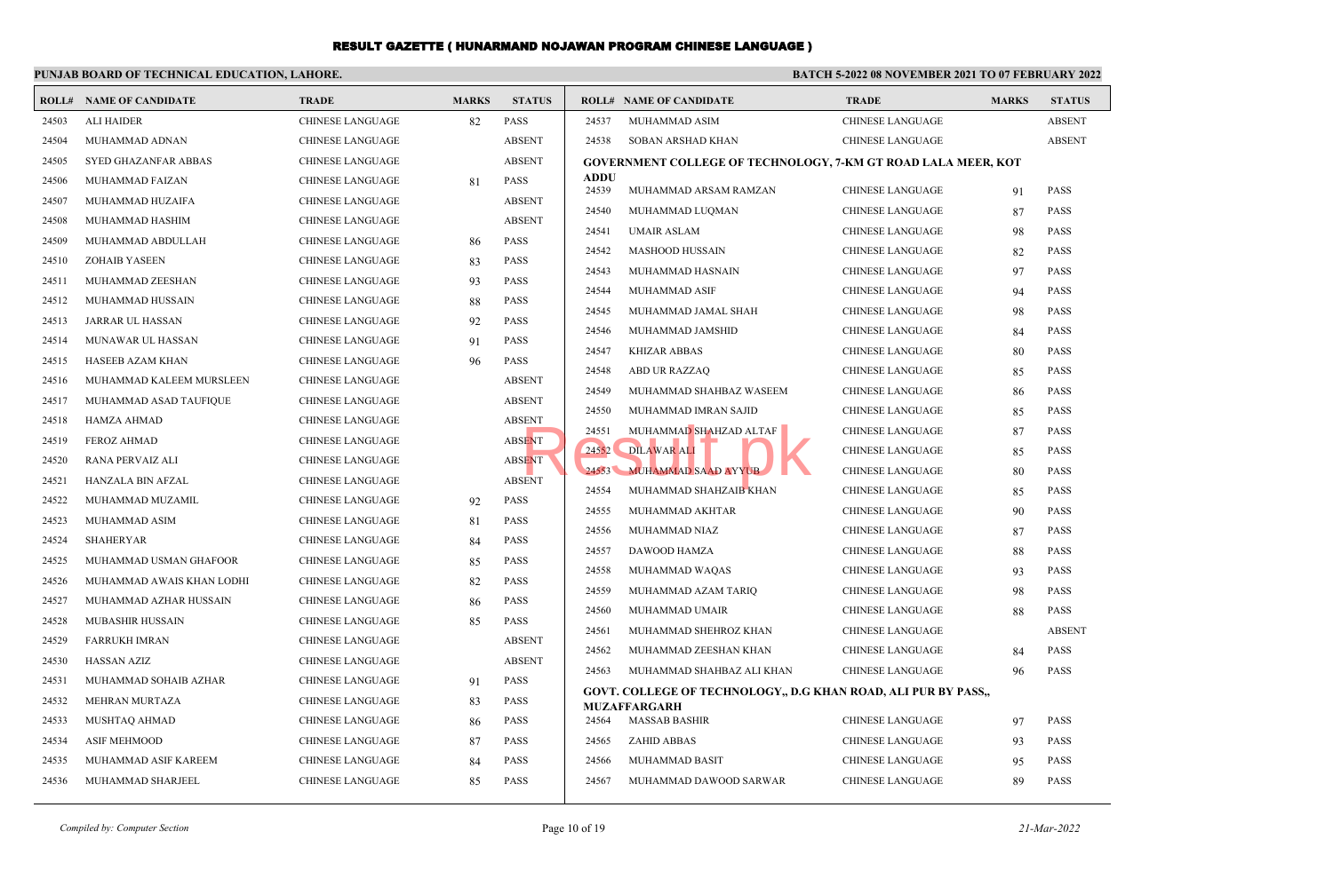# RESULT GAZETTE ( HUNARMAND NOJAWAN PROGRAM CHINESE LANGUAGE )

**PUNJAB BOARD OF TECHNICAL EDUCATION, LAHORE.**

**BATCH 5-2022 08 NOVEMBER 2021 TO 07 FEBRUARY 2022**

| ROLL# | NAME OF CANDIDATE | TRADE | MARKS | STATUS |
|---|---|---|---|---|
| 24503 | ALI HAIDER | CHINESE LANGUAGE | 82 | PASS |
| 24504 | MUHAMMAD ADNAN | CHINESE LANGUAGE | | ABSENT |
| 24505 | SYED GHAZANFAR ABBAS | CHINESE LANGUAGE | | ABSENT |
| 24506 | MUHAMMAD FAIZAN | CHINESE LANGUAGE | 81 | PASS |
| 24507 | MUHAMMAD HUZAIFA | CHINESE LANGUAGE | | ABSENT |
| 24508 | MUHAMMAD HASHIM | CHINESE LANGUAGE | | ABSENT |
| 24509 | MUHAMMAD ABDULLAH | CHINESE LANGUAGE | 86 | PASS |
| 24510 | ZOHAIB YASEEN | CHINESE LANGUAGE | 83 | PASS |
| 24511 | MUHAMMAD ZEESHAN | CHINESE LANGUAGE | 93 | PASS |
| 24512 | MUHAMMAD HUSSAIN | CHINESE LANGUAGE | 88 | PASS |
| 24513 | JARRAR UL HASSAN | CHINESE LANGUAGE | 92 | PASS |
| 24514 | MUNAWAR UL HASSAN | CHINESE LANGUAGE | 91 | PASS |
| 24515 | HASEEB AZAM KHAN | CHINESE LANGUAGE | 96 | PASS |
| 24516 | MUHAMMAD KALEEM MURSLEEN | CHINESE LANGUAGE | | ABSENT |
| 24517 | MUHAMMAD ASAD TAUFIQUE | CHINESE LANGUAGE | | ABSENT |
| 24518 | HAMZA AHMAD | CHINESE LANGUAGE | | ABSENT |
| 24519 | FEROZ AHMAD | CHINESE LANGUAGE | | ABSENT |
| 24520 | RANA PERVAIZ ALI | CHINESE LANGUAGE | | ABSENT |
| 24521 | HANZALA BIN AFZAL | CHINESE LANGUAGE | | ABSENT |
| 24522 | MUHAMMAD MUZAMIL | CHINESE LANGUAGE | 92 | PASS |
| 24523 | MUHAMMAD ASIM | CHINESE LANGUAGE | 81 | PASS |
| 24524 | SHAHERYAR | CHINESE LANGUAGE | 84 | PASS |
| 24525 | MUHAMMAD USMAN GHAFOOR | CHINESE LANGUAGE | 85 | PASS |
| 24526 | MUHAMMAD AWAIS KHAN LODHI | CHINESE LANGUAGE | 82 | PASS |
| 24527 | MUHAMMAD AZHAR HUSSAIN | CHINESE LANGUAGE | 86 | PASS |
| 24528 | MUBASHIR HUSSAIN | CHINESE LANGUAGE | 85 | PASS |
| 24529 | FARRUKH IMRAN | CHINESE LANGUAGE | | ABSENT |
| 24530 | HASSAN AZIZ | CHINESE LANGUAGE | | ABSENT |
| 24531 | MUHAMMAD SOHAIB AZHAR | CHINESE LANGUAGE | 91 | PASS |
| 24532 | MEHRAN MURTAZA | CHINESE LANGUAGE | 83 | PASS |
| 24533 | MUSHTAQ AHMAD | CHINESE LANGUAGE | 86 | PASS |
| 24534 | ASIF MEHMOOD | CHINESE LANGUAGE | 87 | PASS |
| 24535 | MUHAMMAD ASIF KAREEM | CHINESE LANGUAGE | 84 | PASS |
| 24536 | MUHAMMAD SHARJEEL | CHINESE LANGUAGE | 85 | PASS |
| 24537 | MUHAMMAD ASIM | CHINESE LANGUAGE | | ABSENT |
| 24538 | SOBAN ARSHAD KHAN | CHINESE LANGUAGE | | ABSENT |

**GOVERNMENT COLLEGE OF TECHNOLOGY, 7-KM GT ROAD LALA MEER, KOT ADDU**

| ROLL# | NAME OF CANDIDATE | TRADE | MARKS | STATUS |
|---|---|---|---|---|
| 24539 | MUHAMMAD ARSAM RAMZAN | CHINESE LANGUAGE | 91 | PASS |
| 24540 | MUHAMMAD LUQMAN | CHINESE LANGUAGE | 87 | PASS |
| 24541 | UMAIR ASLAM | CHINESE LANGUAGE | 98 | PASS |
| 24542 | MASHOOD HUSSAIN | CHINESE LANGUAGE | 82 | PASS |
| 24543 | MUHAMMAD HASNAIN | CHINESE LANGUAGE | 97 | PASS |
| 24544 | MUHAMMAD ASIF | CHINESE LANGUAGE | 94 | PASS |
| 24545 | MUHAMMAD JAMAL SHAH | CHINESE LANGUAGE | 98 | PASS |
| 24546 | MUHAMMAD JAMSHID | CHINESE LANGUAGE | 84 | PASS |
| 24547 | KHIZAR ABBAS | CHINESE LANGUAGE | 80 | PASS |
| 24548 | ABD UR RAZZAQ | CHINESE LANGUAGE | 85 | PASS |
| 24549 | MUHAMMAD SHAHBAZ WASEEM | CHINESE LANGUAGE | 86 | PASS |
| 24550 | MUHAMMAD IMRAN SAJID | CHINESE LANGUAGE | 85 | PASS |
| 24551 | MUHAMMAD SHAHZAD ALTAF | CHINESE LANGUAGE | 87 | PASS |
| 24552 | DILAWAR ALI | CHINESE LANGUAGE | 85 | PASS |
| 24553 | MUHAMMAD SAAD AYYUB | CHINESE LANGUAGE | 80 | PASS |
| 24554 | MUHAMMAD SHAHZAIB KHAN | CHINESE LANGUAGE | 85 | PASS |
| 24555 | MUHAMMAD AKHTAR | CHINESE LANGUAGE | 90 | PASS |
| 24556 | MUHAMMAD NIAZ | CHINESE LANGUAGE | 87 | PASS |
| 24557 | DAWOOD HAMZA | CHINESE LANGUAGE | 88 | PASS |
| 24558 | MUHAMMAD WAQAS | CHINESE LANGUAGE | 93 | PASS |
| 24559 | MUHAMMAD AZAM TARIQ | CHINESE LANGUAGE | 98 | PASS |
| 24560 | MUHAMMAD UMAIR | CHINESE LANGUAGE | 88 | PASS |
| 24561 | MUHAMMAD SHEHROZ KHAN | CHINESE LANGUAGE | | ABSENT |
| 24562 | MUHAMMAD ZEESHAN KHAN | CHINESE LANGUAGE | 84 | PASS |
| 24563 | MUHAMMAD SHAHBAZ ALI KHAN | CHINESE LANGUAGE | 96 | PASS |

**GOVT. COLLEGE OF TECHNOLOGY,, D.G KHAN ROAD, ALI PUR BY PASS,, MUZAFFARGARH**

| ROLL# | NAME OF CANDIDATE | TRADE | MARKS | STATUS |
|---|---|---|---|---|
| 24564 | MASSAB BASHIR | CHINESE LANGUAGE | 97 | PASS |
| 24565 | ZAHID ABBAS | CHINESE LANGUAGE | 93 | PASS |
| 24566 | MUHAMMAD BASIT | CHINESE LANGUAGE | 95 | PASS |
| 24567 | MUHAMMAD DAWOOD SARWAR | CHINESE LANGUAGE | 89 | PASS |

*Compiled by: Computer Section* — *21-Mar-2022*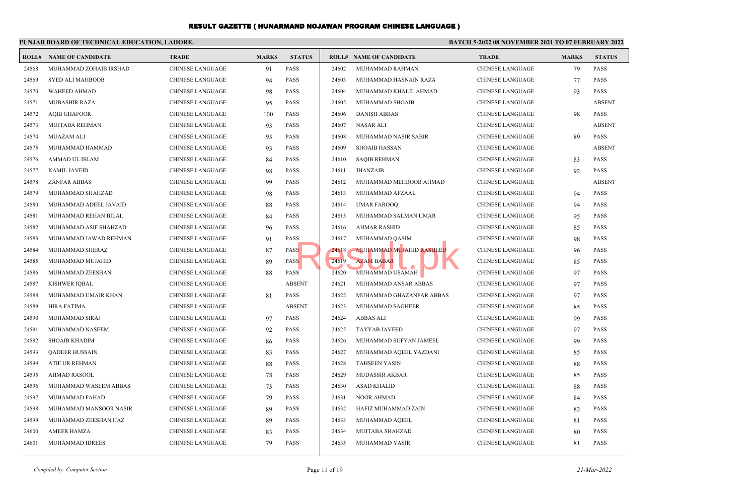# RESULT GAZETTE ( HUNARMAND NOJAWAN PROGRAM CHINESE LANGUAGE )

**PUNJAB BOARD OF TECHNICAL EDUCATION, LAHORE.**

**BATCH 5-2022 08 NOVEMBER 2021 TO 07 FEBRUARY 2022**

| ROLL# | NAME OF CANDIDATE | TRADE | MARKS | STATUS |
|---|---|---|---|---|
| 24568 | MUHAMMAD ZOHAIB IRSHAD | CHINESE LANGUAGE | 91 | PASS |
| 24569 | SYED ALI MAHBOOB | CHINESE LANGUAGE | 94 | PASS |
| 24570 | WAHEED AHMAD | CHINESE LANGUAGE | 98 | PASS |
| 24571 | MUBASHIR RAZA | CHINESE LANGUAGE | 95 | PASS |
| 24572 | AQIB GHAFOOR | CHINESE LANGUAGE | 100 | PASS |
| 24573 | MUJTABA REHMAN | CHINESE LANGUAGE | 93 | PASS |
| 24574 | MUAZAM ALI | CHINESE LANGUAGE | 93 | PASS |
| 24575 | MUHAMMAD HAMMAD | CHINESE LANGUAGE | 93 | PASS |
| 24576 | AMMAD UL ISLAM | CHINESE LANGUAGE | 84 | PASS |
| 24577 | KAMIL JAVEID | CHINESE LANGUAGE | 98 | PASS |
| 24578 | ZANFAR ABBAS | CHINESE LANGUAGE | 99 | PASS |
| 24579 | MUHAMMAD SHAHZAD | CHINESE LANGUAGE | 98 | PASS |
| 24580 | MUHAMMAD ADEEL JAVAID | CHINESE LANGUAGE | 88 | PASS |
| 24581 | MUHAMMAD REHAN BILAL | CHINESE LANGUAGE | 84 | PASS |
| 24582 | MUHAMMAD ASIF SHAHZAD | CHINESE LANGUAGE | 96 | PASS |
| 24583 | MUHAMMAD JAWAD REHMAN | CHINESE LANGUAGE | 91 | PASS |
| 24584 | MUHAMMAD SHERAZ | CHINESE LANGUAGE | 87 | PASS |
| 24585 | MUHAMMAD MUJAHID | CHINESE LANGUAGE | 89 | PASS |
| 24586 | MUHAMMAD ZEESHAN | CHINESE LANGUAGE | 88 | PASS |
| 24587 | KISHWER IQBAL | CHINESE LANGUAGE | | ABSENT |
| 24588 | MUHAMMAD UMAIR KHAN | CHINESE LANGUAGE | 81 | PASS |
| 24589 | HIRA FATIMA | CHINESE LANGUAGE | | ABSENT |
| 24590 | MUHAMMAD SIRAJ | CHINESE LANGUAGE | 97 | PASS |
| 24591 | MUHAMMAD NASEEM | CHINESE LANGUAGE | 92 | PASS |
| 24592 | SHOAIB KHADIM | CHINESE LANGUAGE | 86 | PASS |
| 24593 | QADEER HUSSAIN | CHINESE LANGUAGE | 83 | PASS |
| 24594 | ATIF UR REHMAN | CHINESE LANGUAGE | 88 | PASS |
| 24595 | AHMAD RASOOL | CHINESE LANGUAGE | 78 | PASS |
| 24596 | MUHAMMAD WASEEM ABBAS | CHINESE LANGUAGE | 73 | PASS |
| 24597 | MUHAMMAD FAHAD | CHINESE LANGUAGE | 79 | PASS |
| 24598 | MUHAMMAD MANSOOR NASIR | CHINESE LANGUAGE | 89 | PASS |
| 24599 | MUHAMMAD ZEESHAN IJAZ | CHINESE LANGUAGE | 89 | PASS |
| 24600 | AMEER HAMZA | CHINESE LANGUAGE | 83 | PASS |
| 24601 | MUHAMMAD IDREES | CHINESE LANGUAGE | 79 | PASS |
| 24602 | MUHAMMAD RAHMAN | CHINESE LANGUAGE | 79 | PASS |
| 24603 | MUHAMMAD HASNAIN RAZA | CHINESE LANGUAGE | 77 | PASS |
| 24604 | MUHAMMAD KHALIL AHMAD | CHINESE LANGUAGE | 93 | PASS |
| 24605 | MUHAMMAD SHOAIB | CHINESE LANGUAGE | | ABSENT |
| 24606 | DANISH ABBAS | CHINESE LANGUAGE | 98 | PASS |
| 24607 | NASAR ALI | CHINESE LANGUAGE | | ABSENT |
| 24608 | MUHAMMAD NASIR SABIR | CHINESE LANGUAGE | 89 | PASS |
| 24609 | SHOAIB HASSAN | CHINESE LANGUAGE | | ABSENT |
| 24610 | SAQIB REHMAN | CHINESE LANGUAGE | 83 | PASS |
| 24611 | JHANZAIB | CHINESE LANGUAGE | 92 | PASS |
| 24612 | MUHAMMAD MEHBOOB AHMAD | CHINESE LANGUAGE | | ABSENT |
| 24613 | MUHAMMAD AFZAAL | CHINESE LANGUAGE | 94 | PASS |
| 24614 | UMAR FAROOQ | CHINESE LANGUAGE | 94 | PASS |
| 24615 | MUHAMMAD SALMAN UMAR | CHINESE LANGUAGE | 95 | PASS |
| 24616 | AHMAR RASHID | CHINESE LANGUAGE | 85 | PASS |
| 24617 | MUHAMMAD QASIM | CHINESE LANGUAGE | 98 | PASS |
| 24618 | MUHAMMAD MUJAHID RASHEED | CHINESE LANGUAGE | 96 | PASS |
| 24619 | AZAM BABAR | CHINESE LANGUAGE | 85 | PASS |
| 24620 | MUHAMMAD USAMAH | CHINESE LANGUAGE | 97 | PASS |
| 24621 | MUHAMMAD ANSAR ABBAS | CHINESE LANGUAGE | 97 | PASS |
| 24622 | MUHAMMAD GHAZANFAR ABBAS | CHINESE LANGUAGE | 97 | PASS |
| 24623 | MUHAMMAD SAGHEER | CHINESE LANGUAGE | 85 | PASS |
| 24624 | ABBAS ALI | CHINESE LANGUAGE | 99 | PASS |
| 24625 | TAYYAB JAVEED | CHINESE LANGUAGE | 97 | PASS |
| 24626 | MUHAMMAD SUFYAN JAMEEL | CHINESE LANGUAGE | 99 | PASS |
| 24627 | MUHAMMAD AQEEL YAZDANI | CHINESE LANGUAGE | 85 | PASS |
| 24628 | TAHSEEN YASIN | CHINESE LANGUAGE | 88 | PASS |
| 24629 | MUDASSIR AKBAR | CHINESE LANGUAGE | 85 | PASS |
| 24630 | ASAD KHALID | CHINESE LANGUAGE | 88 | PASS |
| 24631 | NOOR AHMAD | CHINESE LANGUAGE | 84 | PASS |
| 24632 | HAFIZ MUHAMMAD ZAIN | CHINESE LANGUAGE | 82 | PASS |
| 24633 | MUHAMMAD AQEEL | CHINESE LANGUAGE | 81 | PASS |
| 24634 | MUJTABA SHAHZAD | CHINESE LANGUAGE | 80 | PASS |
| 24635 | MUHAMMAD YASIR | CHINESE LANGUAGE | 81 | PASS |

*Compiled by: Computer Section*

*21-Mar-2022*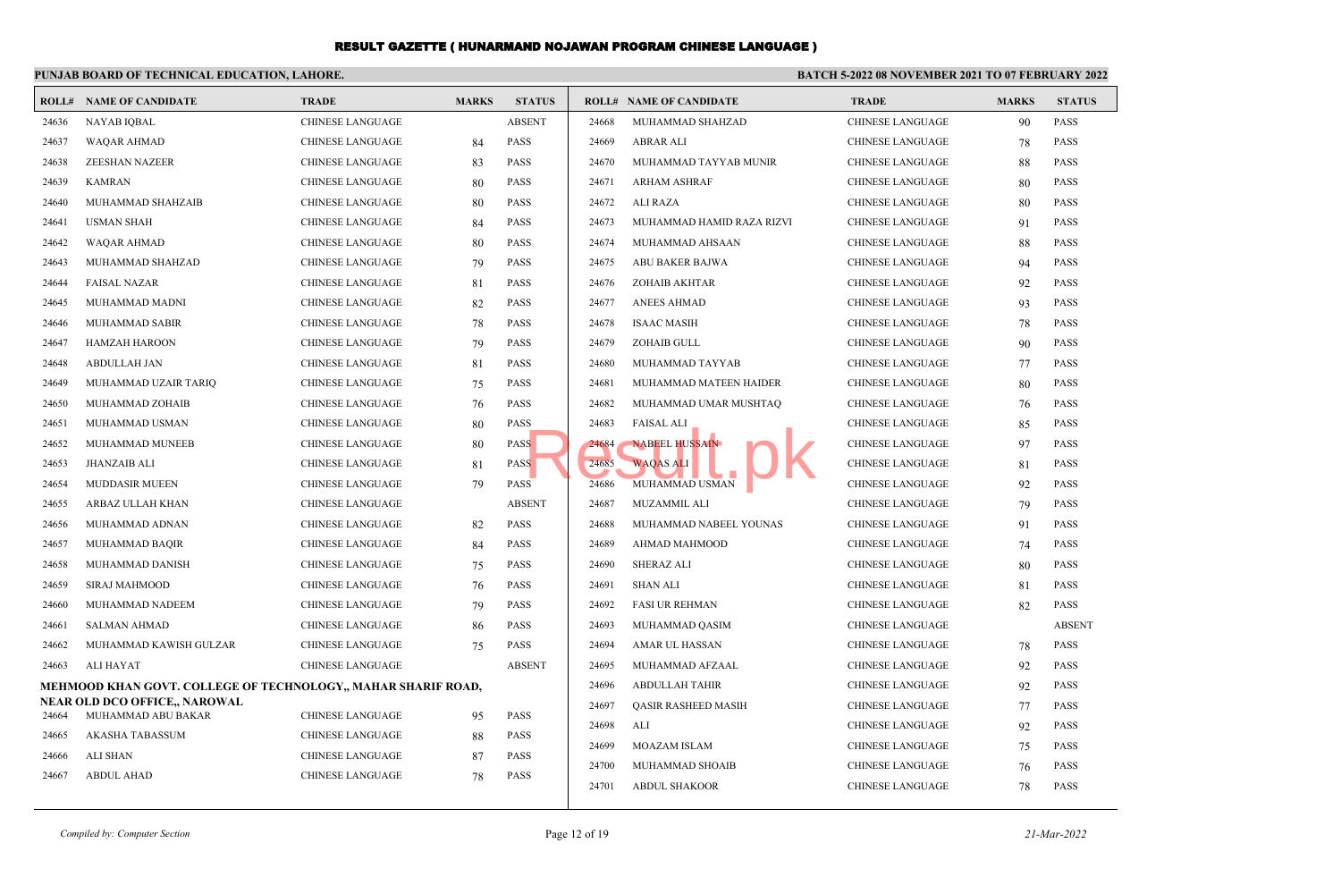# RESULT GAZETTE ( HUNARMAND NOJAWAN PROGRAM CHINESE LANGUAGE )

**PUNJAB BOARD OF TECHNICAL EDUCATION, LAHORE.**

**BATCH 5-2022 08 NOVEMBER 2021 TO 07 FEBRUARY 2022**

| ROLL# | NAME OF CANDIDATE | TRADE | MARKS | STATUS |
|---|---|---|---|---|
| 24636 | NAYAB IQBAL | CHINESE LANGUAGE | | ABSENT |
| 24637 | WAQAR AHMAD | CHINESE LANGUAGE | 84 | PASS |
| 24638 | ZEESHAN NAZEER | CHINESE LANGUAGE | 83 | PASS |
| 24639 | KAMRAN | CHINESE LANGUAGE | 80 | PASS |
| 24640 | MUHAMMAD SHAHZAIB | CHINESE LANGUAGE | 80 | PASS |
| 24641 | USMAN SHAH | CHINESE LANGUAGE | 84 | PASS |
| 24642 | WAQAR AHMAD | CHINESE LANGUAGE | 80 | PASS |
| 24643 | MUHAMMAD SHAHZAD | CHINESE LANGUAGE | 79 | PASS |
| 24644 | FAISAL NAZAR | CHINESE LANGUAGE | 81 | PASS |
| 24645 | MUHAMMAD MADNI | CHINESE LANGUAGE | 82 | PASS |
| 24646 | MUHAMMAD SABIR | CHINESE LANGUAGE | 78 | PASS |
| 24647 | HAMZAH HAROON | CHINESE LANGUAGE | 79 | PASS |
| 24648 | ABDULLAH JAN | CHINESE LANGUAGE | 81 | PASS |
| 24649 | MUHAMMAD UZAIR TARIQ | CHINESE LANGUAGE | 75 | PASS |
| 24650 | MUHAMMAD ZOHAIB | CHINESE LANGUAGE | 76 | PASS |
| 24651 | MUHAMMAD USMAN | CHINESE LANGUAGE | 80 | PASS |
| 24652 | MUHAMMAD MUNEEB | CHINESE LANGUAGE | 80 | PASS |
| 24653 | JHANZAIB ALI | CHINESE LANGUAGE | 81 | PASS |
| 24654 | MUDDASIR MUEEN | CHINESE LANGUAGE | 79 | PASS |
| 24655 | ARBAZ ULLAH KHAN | CHINESE LANGUAGE | | ABSENT |
| 24656 | MUHAMMAD ADNAN | CHINESE LANGUAGE | 82 | PASS |
| 24657 | MUHAMMAD BAQIR | CHINESE LANGUAGE | 84 | PASS |
| 24658 | MUHAMMAD DANISH | CHINESE LANGUAGE | 75 | PASS |
| 24659 | SIRAJ MAHMOOD | CHINESE LANGUAGE | 76 | PASS |
| 24660 | MUHAMMAD NADEEM | CHINESE LANGUAGE | 79 | PASS |
| 24661 | SALMAN AHMAD | CHINESE LANGUAGE | 86 | PASS |
| 24662 | MUHAMMAD KAWISH GULZAR | CHINESE LANGUAGE | 75 | PASS |
| 24663 | ALI HAYAT | CHINESE LANGUAGE | | ABSENT |

**MEHMOOD KHAN GOVT. COLLEGE OF TECHNOLOGY,, MAHAR SHARIF ROAD, NEAR OLD DCO OFFICE,, NAROWAL**

| ROLL# | NAME OF CANDIDATE | TRADE | MARKS | STATUS |
|---|---|---|---|---|
| 24664 | MUHAMMAD ABU BAKAR | CHINESE LANGUAGE | 95 | PASS |
| 24665 | AKASHA TABASSUM | CHINESE LANGUAGE | 88 | PASS |
| 24666 | ALI SHAN | CHINESE LANGUAGE | 87 | PASS |
| 24667 | ABDUL AHAD | CHINESE LANGUAGE | 78 | PASS |
| 24668 | MUHAMMAD SHAHZAD | CHINESE LANGUAGE | 90 | PASS |
| 24669 | ABRAR ALI | CHINESE LANGUAGE | 78 | PASS |
| 24670 | MUHAMMAD TAYYAB MUNIR | CHINESE LANGUAGE | 88 | PASS |
| 24671 | ARHAM ASHRAF | CHINESE LANGUAGE | 80 | PASS |
| 24672 | ALI RAZA | CHINESE LANGUAGE | 80 | PASS |
| 24673 | MUHAMMAD HAMID RAZA RIZVI | CHINESE LANGUAGE | 91 | PASS |
| 24674 | MUHAMMAD AHSAAN | CHINESE LANGUAGE | 88 | PASS |
| 24675 | ABU BAKER BAJWA | CHINESE LANGUAGE | 94 | PASS |
| 24676 | ZOHAIB AKHTAR | CHINESE LANGUAGE | 92 | PASS |
| 24677 | ANEES AHMAD | CHINESE LANGUAGE | 93 | PASS |
| 24678 | ISAAC MASIH | CHINESE LANGUAGE | 78 | PASS |
| 24679 | ZOHAIB GULL | CHINESE LANGUAGE | 90 | PASS |
| 24680 | MUHAMMAD TAYYAB | CHINESE LANGUAGE | 77 | PASS |
| 24681 | MUHAMMAD MATEEN HAIDER | CHINESE LANGUAGE | 80 | PASS |
| 24682 | MUHAMMAD UMAR MUSHTAQ | CHINESE LANGUAGE | 76 | PASS |
| 24683 | FAISAL ALI | CHINESE LANGUAGE | 85 | PASS |
| 24684 | NABEEL HUSSAIN | CHINESE LANGUAGE | 97 | PASS |
| 24685 | WAQAS ALI | CHINESE LANGUAGE | 81 | PASS |
| 24686 | MUHAMMAD USMAN | CHINESE LANGUAGE | 92 | PASS |
| 24687 | MUZAMMIL ALI | CHINESE LANGUAGE | 79 | PASS |
| 24688 | MUHAMMAD NABEEL YOUNAS | CHINESE LANGUAGE | 91 | PASS |
| 24689 | AHMAD MAHMOOD | CHINESE LANGUAGE | 74 | PASS |
| 24690 | SHERAZ ALI | CHINESE LANGUAGE | 80 | PASS |
| 24691 | SHAN ALI | CHINESE LANGUAGE | 81 | PASS |
| 24692 | FASI UR REHMAN | CHINESE LANGUAGE | 82 | PASS |
| 24693 | MUHAMMAD QASIM | CHINESE LANGUAGE | | ABSENT |
| 24694 | AMAR UL HASSAN | CHINESE LANGUAGE | 78 | PASS |
| 24695 | MUHAMMAD AFZAAL | CHINESE LANGUAGE | 92 | PASS |
| 24696 | ABDULLAH TAHIR | CHINESE LANGUAGE | 92 | PASS |
| 24697 | QASIR RASHEED MASIH | CHINESE LANGUAGE | 77 | PASS |
| 24698 | ALI | CHINESE LANGUAGE | 92 | PASS |
| 24699 | MOAZAM ISLAM | CHINESE LANGUAGE | 75 | PASS |
| 24700 | MUHAMMAD SHOAIB | CHINESE LANGUAGE | 76 | PASS |
| 24701 | ABDUL SHAKOOR | CHINESE LANGUAGE | 78 | PASS |

*Compiled by: Computer Section*

*21-Mar-2022*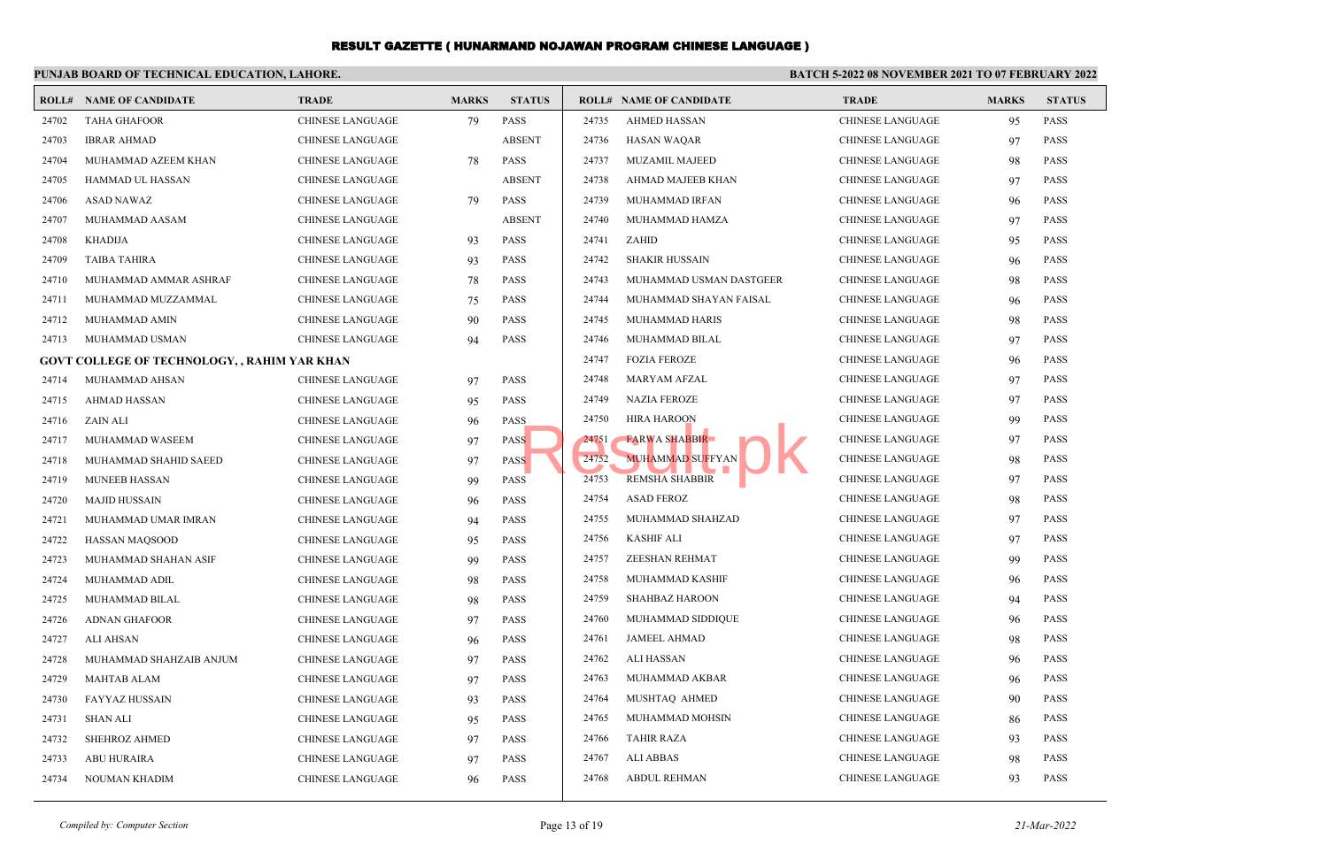# RESULT GAZETTE ( HUNARMAND NOJAWAN PROGRAM CHINESE LANGUAGE )

**PUNJAB BOARD OF TECHNICAL EDUCATION, LAHORE.**

**BATCH 5-2022 08 NOVEMBER 2021 TO 07 FEBRUARY 2022**

| ROLL# | NAME OF CANDIDATE | TRADE | MARKS | STATUS |
|---|---|---|---|---|
| 24702 | TAHA GHAFOOR | CHINESE LANGUAGE | 79 | PASS |
| 24703 | IBRAR AHMAD | CHINESE LANGUAGE | | ABSENT |
| 24704 | MUHAMMAD AZEEM KHAN | CHINESE LANGUAGE | 78 | PASS |
| 24705 | HAMMAD UL HASSAN | CHINESE LANGUAGE | | ABSENT |
| 24706 | ASAD NAWAZ | CHINESE LANGUAGE | 79 | PASS |
| 24707 | MUHAMMAD AASAM | CHINESE LANGUAGE | | ABSENT |
| 24708 | KHADIJA | CHINESE LANGUAGE | 93 | PASS |
| 24709 | TAIBA TAHIRA | CHINESE LANGUAGE | 93 | PASS |
| 24710 | MUHAMMAD AMMAR ASHRAF | CHINESE LANGUAGE | 78 | PASS |
| 24711 | MUHAMMAD MUZZAMMAL | CHINESE LANGUAGE | 75 | PASS |
| 24712 | MUHAMMAD AMIN | CHINESE LANGUAGE | 90 | PASS |
| 24713 | MUHAMMAD USMAN | CHINESE LANGUAGE | 94 | PASS |
| **GOVT COLLEGE OF TECHNOLOGY, , RAHIM YAR KHAN** | | | | |
| 24714 | MUHAMMAD AHSAN | CHINESE LANGUAGE | 97 | PASS |
| 24715 | AHMAD HASSAN | CHINESE LANGUAGE | 95 | PASS |
| 24716 | ZAIN ALI | CHINESE LANGUAGE | 96 | PASS |
| 24717 | MUHAMMAD WASEEM | CHINESE LANGUAGE | 97 | PASS |
| 24718 | MUHAMMAD SHAHID SAEED | CHINESE LANGUAGE | 97 | PASS |
| 24719 | MUNEEB HASSAN | CHINESE LANGUAGE | 99 | PASS |
| 24720 | MAJID HUSSAIN | CHINESE LANGUAGE | 96 | PASS |
| 24721 | MUHAMMAD UMAR IMRAN | CHINESE LANGUAGE | 94 | PASS |
| 24722 | HASSAN MAQSOOD | CHINESE LANGUAGE | 95 | PASS |
| 24723 | MUHAMMAD SHAHAN ASIF | CHINESE LANGUAGE | 99 | PASS |
| 24724 | MUHAMMAD ADIL | CHINESE LANGUAGE | 98 | PASS |
| 24725 | MUHAMMAD BILAL | CHINESE LANGUAGE | 98 | PASS |
| 24726 | ADNAN GHAFOOR | CHINESE LANGUAGE | 97 | PASS |
| 24727 | ALI AHSAN | CHINESE LANGUAGE | 96 | PASS |
| 24728 | MUHAMMAD SHAHZAIB ANJUM | CHINESE LANGUAGE | 97 | PASS |
| 24729 | MAHTAB ALAM | CHINESE LANGUAGE | 97 | PASS |
| 24730 | FAYYAZ HUSSAIN | CHINESE LANGUAGE | 93 | PASS |
| 24731 | SHAN ALI | CHINESE LANGUAGE | 95 | PASS |
| 24732 | SHEHROZ AHMED | CHINESE LANGUAGE | 97 | PASS |
| 24733 | ABU HURAIRA | CHINESE LANGUAGE | 97 | PASS |
| 24734 | NOUMAN KHADIM | CHINESE LANGUAGE | 96 | PASS |
| 24735 | AHMED HASSAN | CHINESE LANGUAGE | 95 | PASS |
| 24736 | HASAN WAQAR | CHINESE LANGUAGE | 97 | PASS |
| 24737 | MUZAMIL MAJEED | CHINESE LANGUAGE | 98 | PASS |
| 24738 | AHMAD MAJEEB KHAN | CHINESE LANGUAGE | 97 | PASS |
| 24739 | MUHAMMAD IRFAN | CHINESE LANGUAGE | 96 | PASS |
| 24740 | MUHAMMAD HAMZA | CHINESE LANGUAGE | 97 | PASS |
| 24741 | ZAHID | CHINESE LANGUAGE | 95 | PASS |
| 24742 | SHAKIR HUSSAIN | CHINESE LANGUAGE | 96 | PASS |
| 24743 | MUHAMMAD USMAN DASTGEER | CHINESE LANGUAGE | 98 | PASS |
| 24744 | MUHAMMAD SHAYAN FAISAL | CHINESE LANGUAGE | 96 | PASS |
| 24745 | MUHAMMAD HARIS | CHINESE LANGUAGE | 98 | PASS |
| 24746 | MUHAMMAD BILAL | CHINESE LANGUAGE | 97 | PASS |
| 24747 | FOZIA FEROZE | CHINESE LANGUAGE | 96 | PASS |
| 24748 | MARYAM AFZAL | CHINESE LANGUAGE | 97 | PASS |
| 24749 | NAZIA FEROZE | CHINESE LANGUAGE | 97 | PASS |
| 24750 | HIRA HAROON | CHINESE LANGUAGE | 99 | PASS |
| 24751 | FARWA SHABBIR | CHINESE LANGUAGE | 97 | PASS |
| 24752 | MUHAMMAD SUFFYAN | CHINESE LANGUAGE | 98 | PASS |
| 24753 | REMSHA SHABBIR | CHINESE LANGUAGE | 97 | PASS |
| 24754 | ASAD FEROZ | CHINESE LANGUAGE | 98 | PASS |
| 24755 | MUHAMMAD SHAHZAD | CHINESE LANGUAGE | 97 | PASS |
| 24756 | KASHIF ALI | CHINESE LANGUAGE | 97 | PASS |
| 24757 | ZEESHAN REHMAT | CHINESE LANGUAGE | 99 | PASS |
| 24758 | MUHAMMAD KASHIF | CHINESE LANGUAGE | 96 | PASS |
| 24759 | SHAHBAZ HAROON | CHINESE LANGUAGE | 94 | PASS |
| 24760 | MUHAMMAD SIDDIQUE | CHINESE LANGUAGE | 96 | PASS |
| 24761 | JAMEEL AHMAD | CHINESE LANGUAGE | 98 | PASS |
| 24762 | ALI HASSAN | CHINESE LANGUAGE | 96 | PASS |
| 24763 | MUHAMMAD AKBAR | CHINESE LANGUAGE | 96 | PASS |
| 24764 | MUSHTAQ AHMED | CHINESE LANGUAGE | 90 | PASS |
| 24765 | MUHAMMAD MOHSIN | CHINESE LANGUAGE | 86 | PASS |
| 24766 | TAHIR RAZA | CHINESE LANGUAGE | 93 | PASS |
| 24767 | ALI ABBAS | CHINESE LANGUAGE | 98 | PASS |
| 24768 | ABDUL REHMAN | CHINESE LANGUAGE | 93 | PASS |

*Compiled by: Computer Section*

*21-Mar-2022*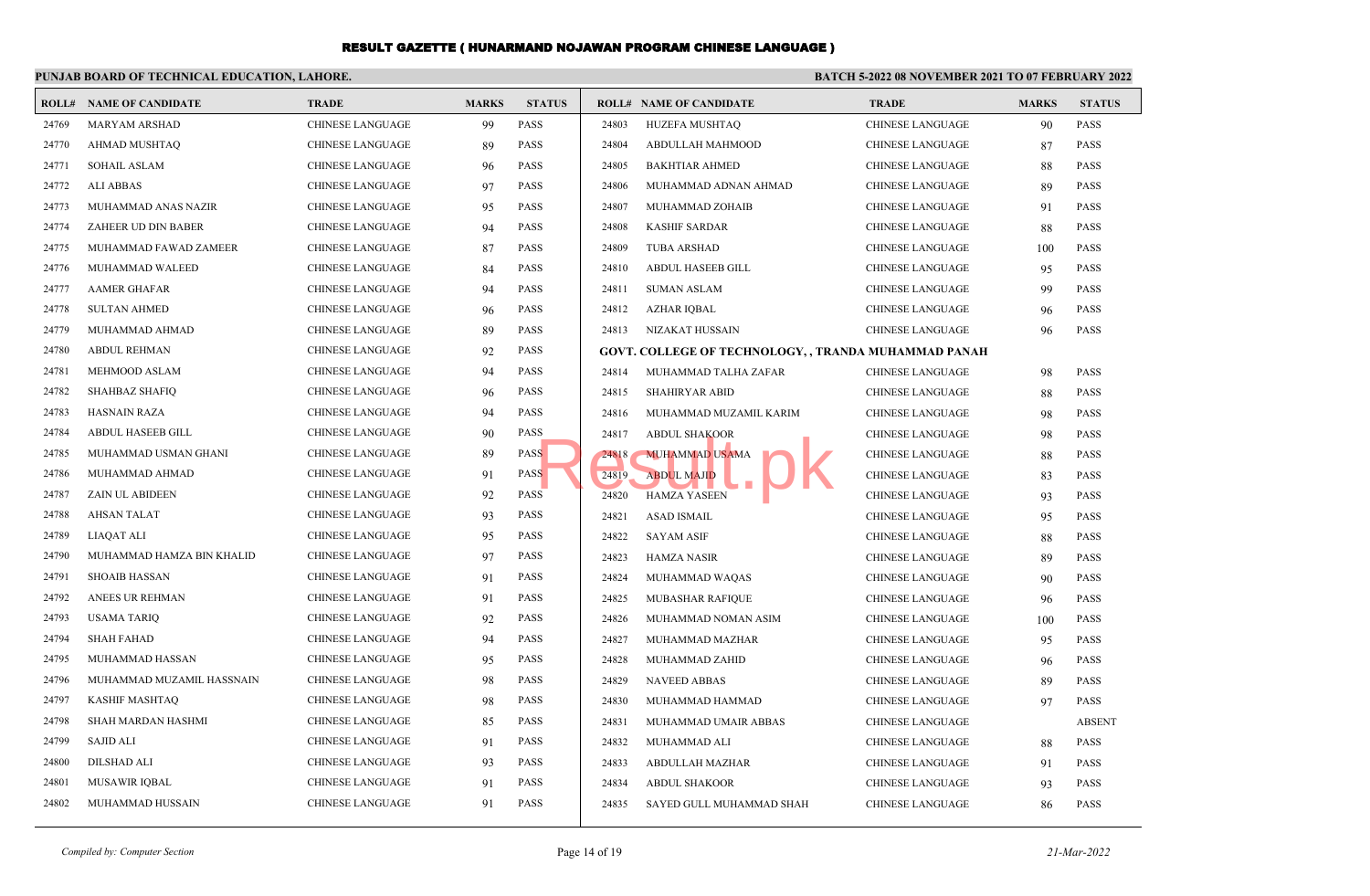# RESULT GAZETTE ( HUNARMAND NOJAWAN PROGRAM CHINESE LANGUAGE )

**PUNJAB BOARD OF TECHNICAL EDUCATION, LAHORE.**

**BATCH 5-2022 08 NOVEMBER 2021 TO 07 FEBRUARY 2022**

| ROLL# | NAME OF CANDIDATE | TRADE | MARKS | STATUS |
|---|---|---|---|---|
| 24769 | MARYAM ARSHAD | CHINESE LANGUAGE | 99 | PASS |
| 24770 | AHMAD MUSHTAQ | CHINESE LANGUAGE | 89 | PASS |
| 24771 | SOHAIL ASLAM | CHINESE LANGUAGE | 96 | PASS |
| 24772 | ALI ABBAS | CHINESE LANGUAGE | 97 | PASS |
| 24773 | MUHAMMAD ANAS NAZIR | CHINESE LANGUAGE | 95 | PASS |
| 24774 | ZAHEER UD DIN BABER | CHINESE LANGUAGE | 94 | PASS |
| 24775 | MUHAMMAD FAWAD ZAMEER | CHINESE LANGUAGE | 87 | PASS |
| 24776 | MUHAMMAD WALEED | CHINESE LANGUAGE | 84 | PASS |
| 24777 | AAMER GHAFAR | CHINESE LANGUAGE | 94 | PASS |
| 24778 | SULTAN AHMED | CHINESE LANGUAGE | 96 | PASS |
| 24779 | MUHAMMAD AHMAD | CHINESE LANGUAGE | 89 | PASS |
| 24780 | ABDUL REHMAN | CHINESE LANGUAGE | 92 | PASS |
| 24781 | MEHMOOD ASLAM | CHINESE LANGUAGE | 94 | PASS |
| 24782 | SHAHBAZ SHAFIQ | CHINESE LANGUAGE | 96 | PASS |
| 24783 | HASNAIN RAZA | CHINESE LANGUAGE | 94 | PASS |
| 24784 | ABDUL HASEEB GILL | CHINESE LANGUAGE | 90 | PASS |
| 24785 | MUHAMMAD USMAN GHANI | CHINESE LANGUAGE | 89 | PASS |
| 24786 | MUHAMMAD AHMAD | CHINESE LANGUAGE | 91 | PASS |
| 24787 | ZAIN UL ABIDEEN | CHINESE LANGUAGE | 92 | PASS |
| 24788 | AHSAN TALAT | CHINESE LANGUAGE | 93 | PASS |
| 24789 | LIAQAT ALI | CHINESE LANGUAGE | 95 | PASS |
| 24790 | MUHAMMAD HAMZA BIN KHALID | CHINESE LANGUAGE | 97 | PASS |
| 24791 | SHOAIB HASSAN | CHINESE LANGUAGE | 91 | PASS |
| 24792 | ANEES UR REHMAN | CHINESE LANGUAGE | 91 | PASS |
| 24793 | USAMA TARIQ | CHINESE LANGUAGE | 92 | PASS |
| 24794 | SHAH FAHAD | CHINESE LANGUAGE | 94 | PASS |
| 24795 | MUHAMMAD HASSAN | CHINESE LANGUAGE | 95 | PASS |
| 24796 | MUHAMMAD MUZAMIL HASSNAIN | CHINESE LANGUAGE | 98 | PASS |
| 24797 | KASHIF MASHTAQ | CHINESE LANGUAGE | 98 | PASS |
| 24798 | SHAH MARDAN HASHMI | CHINESE LANGUAGE | 85 | PASS |
| 24799 | SAJID ALI | CHINESE LANGUAGE | 91 | PASS |
| 24800 | DILSHAD ALI | CHINESE LANGUAGE | 93 | PASS |
| 24801 | MUSAWIR IQBAL | CHINESE LANGUAGE | 91 | PASS |
| 24802 | MUHAMMAD HUSSAIN | CHINESE LANGUAGE | 91 | PASS |
| 24803 | HUZEFA MUSHTAQ | CHINESE LANGUAGE | 90 | PASS |
| 24804 | ABDULLAH MAHMOOD | CHINESE LANGUAGE | 87 | PASS |
| 24805 | BAKHTIAR AHMED | CHINESE LANGUAGE | 88 | PASS |
| 24806 | MUHAMMAD ADNAN AHMAD | CHINESE LANGUAGE | 89 | PASS |
| 24807 | MUHAMMAD ZOHAIB | CHINESE LANGUAGE | 91 | PASS |
| 24808 | KASHIF SARDAR | CHINESE LANGUAGE | 88 | PASS |
| 24809 | TUBA ARSHAD | CHINESE LANGUAGE | 100 | PASS |
| 24810 | ABDUL HASEEB GILL | CHINESE LANGUAGE | 95 | PASS |
| 24811 | SUMAN ASLAM | CHINESE LANGUAGE | 99 | PASS |
| 24812 | AZHAR IQBAL | CHINESE LANGUAGE | 96 | PASS |
| 24813 | NIZAKAT HUSSAIN | CHINESE LANGUAGE | 96 | PASS |

**GOVT. COLLEGE OF TECHNOLOGY, , TRANDA MUHAMMAD PANAH**

| ROLL# | NAME OF CANDIDATE | TRADE | MARKS | STATUS |
|---|---|---|---|---|
| 24814 | MUHAMMAD TALHA ZAFAR | CHINESE LANGUAGE | 98 | PASS |
| 24815 | SHAHIRYAR ABID | CHINESE LANGUAGE | 88 | PASS |
| 24816 | MUHAMMAD MUZAMIL KARIM | CHINESE LANGUAGE | 98 | PASS |
| 24817 | ABDUL SHAKOOR | CHINESE LANGUAGE | 98 | PASS |
| 24818 | MUHAMMAD USAMA | CHINESE LANGUAGE | 88 | PASS |
| 24819 | ABDUL MAJID | CHINESE LANGUAGE | 83 | PASS |
| 24820 | HAMZA YASEEN | CHINESE LANGUAGE | 93 | PASS |
| 24821 | ASAD ISMAIL | CHINESE LANGUAGE | 95 | PASS |
| 24822 | SAYAM ASIF | CHINESE LANGUAGE | 88 | PASS |
| 24823 | HAMZA NASIR | CHINESE LANGUAGE | 89 | PASS |
| 24824 | MUHAMMAD WAQAS | CHINESE LANGUAGE | 90 | PASS |
| 24825 | MUBASHAR RAFIQUE | CHINESE LANGUAGE | 96 | PASS |
| 24826 | MUHAMMAD NOMAN ASIM | CHINESE LANGUAGE | 100 | PASS |
| 24827 | MUHAMMAD MAZHAR | CHINESE LANGUAGE | 95 | PASS |
| 24828 | MUHAMMAD ZAHID | CHINESE LANGUAGE | 96 | PASS |
| 24829 | NAVEED ABBAS | CHINESE LANGUAGE | 89 | PASS |
| 24830 | MUHAMMAD HAMMAD | CHINESE LANGUAGE | 97 | PASS |
| 24831 | MUHAMMAD UMAIR ABBAS | CHINESE LANGUAGE | | ABSENT |
| 24832 | MUHAMMAD ALI | CHINESE LANGUAGE | 88 | PASS |
| 24833 | ABDULLAH MAZHAR | CHINESE LANGUAGE | 91 | PASS |
| 24834 | ABDUL SHAKOOR | CHINESE LANGUAGE | 93 | PASS |
| 24835 | SAYED GULL MUHAMMAD SHAH | CHINESE LANGUAGE | 86 | PASS |

*Compiled by: Computer Section*

*21-Mar-2022*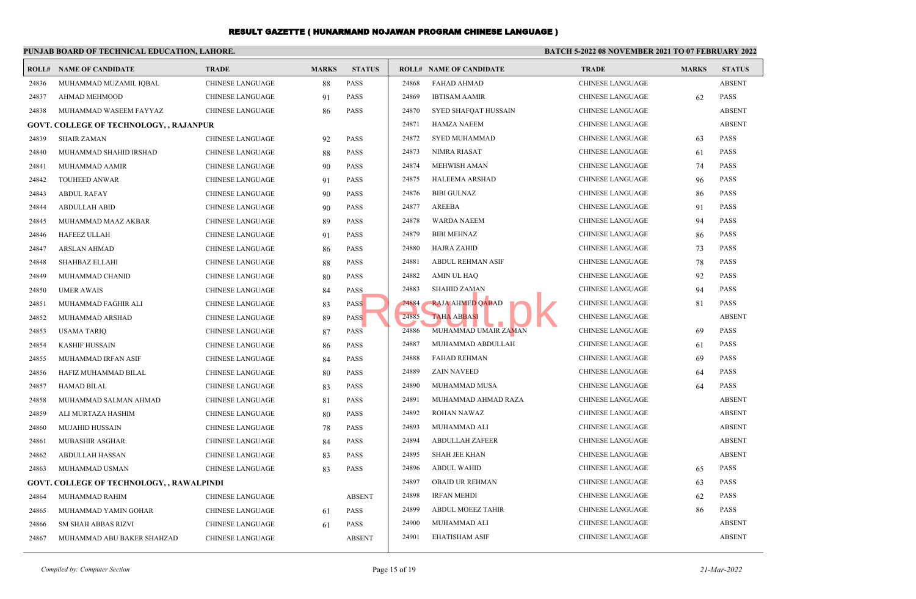# RESULT GAZETTE ( HUNARMAND NOJAWAN PROGRAM CHINESE LANGUAGE )

**PUNJAB BOARD OF TECHNICAL EDUCATION, LAHORE.**

**BATCH 5-2022 08 NOVEMBER 2021 TO 07 FEBRUARY 2022**

| ROLL# | NAME OF CANDIDATE | TRADE | MARKS | STATUS |
|---|---|---|---|---|
| 24836 | MUHAMMAD MUZAMIL IQBAL | CHINESE LANGUAGE | 88 | PASS |
| 24837 | AHMAD MEHMOOD | CHINESE LANGUAGE | 91 | PASS |
| 24838 | MUHAMMAD WASEEM FAYYAZ | CHINESE LANGUAGE | 86 | PASS |
| **GOVT. COLLEGE OF TECHNOLOGY, , RAJANPUR** | | | | |
| 24839 | SHAIR ZAMAN | CHINESE LANGUAGE | 92 | PASS |
| 24840 | MUHAMMAD SHAHID IRSHAD | CHINESE LANGUAGE | 88 | PASS |
| 24841 | MUHAMMAD AAMIR | CHINESE LANGUAGE | 90 | PASS |
| 24842 | TOUHEED ANWAR | CHINESE LANGUAGE | 91 | PASS |
| 24843 | ABDUL RAFAY | CHINESE LANGUAGE | 90 | PASS |
| 24844 | ABDULLAH ABID | CHINESE LANGUAGE | 90 | PASS |
| 24845 | MUHAMMAD MAAZ AKBAR | CHINESE LANGUAGE | 89 | PASS |
| 24846 | HAFEEZ ULLAH | CHINESE LANGUAGE | 91 | PASS |
| 24847 | ARSLAN AHMAD | CHINESE LANGUAGE | 86 | PASS |
| 24848 | SHAHBAZ ELLAHI | CHINESE LANGUAGE | 88 | PASS |
| 24849 | MUHAMMAD CHANID | CHINESE LANGUAGE | 80 | PASS |
| 24850 | UMER AWAIS | CHINESE LANGUAGE | 84 | PASS |
| 24851 | MUHAMMAD FAGHIR ALI | CHINESE LANGUAGE | 83 | PASS |
| 24852 | MUHAMMAD ARSHAD | CHINESE LANGUAGE | 89 | PASS |
| 24853 | USAMA TARIQ | CHINESE LANGUAGE | 87 | PASS |
| 24854 | KASHIF HUSSAIN | CHINESE LANGUAGE | 86 | PASS |
| 24855 | MUHAMMAD IRFAN ASIF | CHINESE LANGUAGE | 84 | PASS |
| 24856 | HAFIZ MUHAMMAD BILAL | CHINESE LANGUAGE | 80 | PASS |
| 24857 | HAMAD BILAL | CHINESE LANGUAGE | 83 | PASS |
| 24858 | MUHAMMAD SALMAN AHMAD | CHINESE LANGUAGE | 81 | PASS |
| 24859 | ALI MURTAZA HASHIM | CHINESE LANGUAGE | 80 | PASS |
| 24860 | MUJAHID HUSSAIN | CHINESE LANGUAGE | 78 | PASS |
| 24861 | MUBASHIR ASGHAR | CHINESE LANGUAGE | 84 | PASS |
| 24862 | ABDULLAH HASSAN | CHINESE LANGUAGE | 83 | PASS |
| 24863 | MUHAMMAD USMAN | CHINESE LANGUAGE | 83 | PASS |
| **GOVT. COLLEGE OF TECHNOLOGY, , RAWALPINDI** | | | | |
| 24864 | MUHAMMAD RAHIM | CHINESE LANGUAGE | | ABSENT |
| 24865 | MUHAMMAD YAMIN GOHAR | CHINESE LANGUAGE | 61 | PASS |
| 24866 | SM SHAH ABBAS RIZVI | CHINESE LANGUAGE | 61 | PASS |
| 24867 | MUHAMMAD ABU BAKER SHAHZAD | CHINESE LANGUAGE | | ABSENT |
| 24868 | FAHAD AHMAD | CHINESE LANGUAGE | | ABSENT |
| 24869 | IBTISAM AAMIR | CHINESE LANGUAGE | 62 | PASS |
| 24870 | SYED SHAFQAT HUSSAIN | CHINESE LANGUAGE | | ABSENT |
| 24871 | HAMZA NAEEM | CHINESE LANGUAGE | | ABSENT |
| 24872 | SYED MUHAMMAD | CHINESE LANGUAGE | 63 | PASS |
| 24873 | NIMRA RIASAT | CHINESE LANGUAGE | 61 | PASS |
| 24874 | MEHWISH AMAN | CHINESE LANGUAGE | 74 | PASS |
| 24875 | HALEEMA ARSHAD | CHINESE LANGUAGE | 96 | PASS |
| 24876 | BIBI GULNAZ | CHINESE LANGUAGE | 86 | PASS |
| 24877 | AREEBA | CHINESE LANGUAGE | 91 | PASS |
| 24878 | WARDA NAEEM | CHINESE LANGUAGE | 94 | PASS |
| 24879 | BIBI MEHNAZ | CHINESE LANGUAGE | 86 | PASS |
| 24880 | HAJRA ZAHID | CHINESE LANGUAGE | 73 | PASS |
| 24881 | ABDUL REHMAN ASIF | CHINESE LANGUAGE | 78 | PASS |
| 24882 | AMIN UL HAQ | CHINESE LANGUAGE | 92 | PASS |
| 24883 | SHAHID ZAMAN | CHINESE LANGUAGE | 94 | PASS |
| 24884 | RAJA AHMED QABAD | CHINESE LANGUAGE | 81 | PASS |
| 24885 | TAHA ABBASI | CHINESE LANGUAGE | | ABSENT |
| 24886 | MUHAMMAD UMAIR ZAMAN | CHINESE LANGUAGE | 69 | PASS |
| 24887 | MUHAMMAD ABDULLAH | CHINESE LANGUAGE | 61 | PASS |
| 24888 | FAHAD REHMAN | CHINESE LANGUAGE | 69 | PASS |
| 24889 | ZAIN NAVEED | CHINESE LANGUAGE | 64 | PASS |
| 24890 | MUHAMMAD MUSA | CHINESE LANGUAGE | 64 | PASS |
| 24891 | MUHAMMAD AHMAD RAZA | CHINESE LANGUAGE | | ABSENT |
| 24892 | ROHAN NAWAZ | CHINESE LANGUAGE | | ABSENT |
| 24893 | MUHAMMAD ALI | CHINESE LANGUAGE | | ABSENT |
| 24894 | ABDULLAH ZAFEER | CHINESE LANGUAGE | | ABSENT |
| 24895 | SHAH JEE KHAN | CHINESE LANGUAGE | | ABSENT |
| 24896 | ABDUL WAHID | CHINESE LANGUAGE | 65 | PASS |
| 24897 | OBAID UR REHMAN | CHINESE LANGUAGE | 63 | PASS |
| 24898 | IRFAN MEHDI | CHINESE LANGUAGE | 62 | PASS |
| 24899 | ABDUL MOEEZ TAHIR | CHINESE LANGUAGE | 86 | PASS |
| 24900 | MUHAMMAD ALI | CHINESE LANGUAGE | | ABSENT |
| 24901 | EHATISHAM ASIF | CHINESE LANGUAGE | | ABSENT |

*Compiled by: Computer Section*

*21-Mar-2022*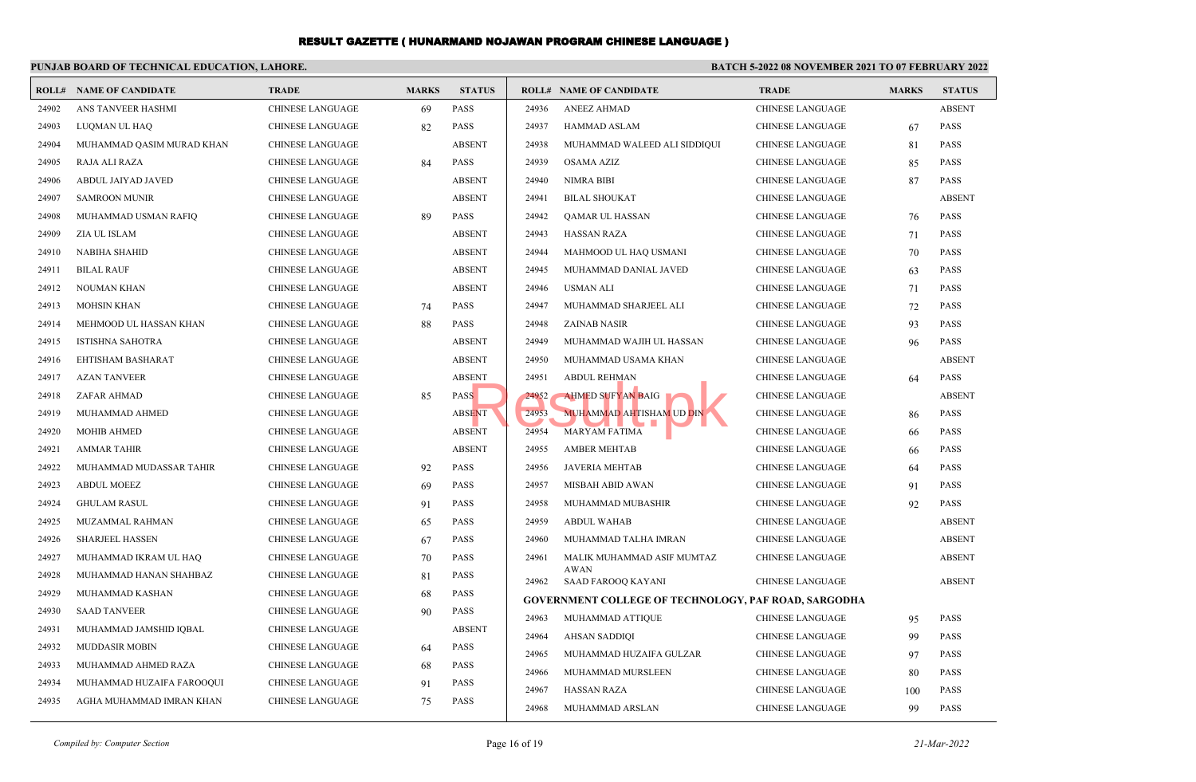# RESULT GAZETTE ( HUNARMAND NOJAWAN PROGRAM CHINESE LANGUAGE )

**PUNJAB BOARD OF TECHNICAL EDUCATION, LAHORE.**

**BATCH 5-2022 08 NOVEMBER 2021 TO 07 FEBRUARY 2022**

| ROLL# | NAME OF CANDIDATE | TRADE | MARKS | STATUS |
|---|---|---|---|---|
| 24902 | ANS TANVEER HASHMI | CHINESE LANGUAGE | 69 | PASS |
| 24903 | LUQMAN UL HAQ | CHINESE LANGUAGE | 82 | PASS |
| 24904 | MUHAMMAD QASIM MURAD KHAN | CHINESE LANGUAGE | | ABSENT |
| 24905 | RAJA ALI RAZA | CHINESE LANGUAGE | 84 | PASS |
| 24906 | ABDUL JAIYAD JAVED | CHINESE LANGUAGE | | ABSENT |
| 24907 | SAMROON MUNIR | CHINESE LANGUAGE | | ABSENT |
| 24908 | MUHAMMAD USMAN RAFIQ | CHINESE LANGUAGE | 89 | PASS |
| 24909 | ZIA UL ISLAM | CHINESE LANGUAGE | | ABSENT |
| 24910 | NABIHA SHAHID | CHINESE LANGUAGE | | ABSENT |
| 24911 | BILAL RAUF | CHINESE LANGUAGE | | ABSENT |
| 24912 | NOUMAN KHAN | CHINESE LANGUAGE | | ABSENT |
| 24913 | MOHSIN KHAN | CHINESE LANGUAGE | 74 | PASS |
| 24914 | MEHMOOD UL HASSAN KHAN | CHINESE LANGUAGE | 88 | PASS |
| 24915 | ISTISHNA SAHOTRA | CHINESE LANGUAGE | | ABSENT |
| 24916 | EHTISHAM BASHARAT | CHINESE LANGUAGE | | ABSENT |
| 24917 | AZAN TANVEER | CHINESE LANGUAGE | | ABSENT |
| 24918 | ZAFAR AHMAD | CHINESE LANGUAGE | 85 | PASS |
| 24919 | MUHAMMAD AHMED | CHINESE LANGUAGE | | ABSENT |
| 24920 | MOHIB AHMED | CHINESE LANGUAGE | | ABSENT |
| 24921 | AMMAR TAHIR | CHINESE LANGUAGE | | ABSENT |
| 24922 | MUHAMMAD MUDASSAR TAHIR | CHINESE LANGUAGE | 92 | PASS |
| 24923 | ABDUL MOEEZ | CHINESE LANGUAGE | 69 | PASS |
| 24924 | GHULAM RASUL | CHINESE LANGUAGE | 91 | PASS |
| 24925 | MUZAMMAL RAHMAN | CHINESE LANGUAGE | 65 | PASS |
| 24926 | SHARJEEL HASSEN | CHINESE LANGUAGE | 67 | PASS |
| 24927 | MUHAMMAD IKRAM UL HAQ | CHINESE LANGUAGE | 70 | PASS |
| 24928 | MUHAMMAD HANAN SHAHBAZ | CHINESE LANGUAGE | 81 | PASS |
| 24929 | MUHAMMAD KASHAN | CHINESE LANGUAGE | 68 | PASS |
| 24930 | SAAD TANVEER | CHINESE LANGUAGE | 90 | PASS |
| 24931 | MUHAMMAD JAMSHID IQBAL | CHINESE LANGUAGE | | ABSENT |
| 24932 | MUDDASIR MOBIN | CHINESE LANGUAGE | 64 | PASS |
| 24933 | MUHAMMAD AHMED RAZA | CHINESE LANGUAGE | 68 | PASS |
| 24934 | MUHAMMAD HUZAIFA FAROOQUI | CHINESE LANGUAGE | 91 | PASS |
| 24935 | AGHA MUHAMMAD IMRAN KHAN | CHINESE LANGUAGE | 75 | PASS |
| 24936 | ANEEZ AHMAD | CHINESE LANGUAGE | | ABSENT |
| 24937 | HAMMAD ASLAM | CHINESE LANGUAGE | 67 | PASS |
| 24938 | MUHAMMAD WALEED ALI SIDDIQUI | CHINESE LANGUAGE | 81 | PASS |
| 24939 | OSAMA AZIZ | CHINESE LANGUAGE | 85 | PASS |
| 24940 | NIMRA BIBI | CHINESE LANGUAGE | 87 | PASS |
| 24941 | BILAL SHOUKAT | CHINESE LANGUAGE | | ABSENT |
| 24942 | QAMAR UL HASSAN | CHINESE LANGUAGE | 76 | PASS |
| 24943 | HASSAN RAZA | CHINESE LANGUAGE | 71 | PASS |
| 24944 | MAHMOOD UL HAQ USMANI | CHINESE LANGUAGE | 70 | PASS |
| 24945 | MUHAMMAD DANIAL JAVED | CHINESE LANGUAGE | 63 | PASS |
| 24946 | USMAN ALI | CHINESE LANGUAGE | 71 | PASS |
| 24947 | MUHAMMAD SHARJEEL ALI | CHINESE LANGUAGE | 72 | PASS |
| 24948 | ZAINAB NASIR | CHINESE LANGUAGE | 93 | PASS |
| 24949 | MUHAMMAD WAJIH UL HASSAN | CHINESE LANGUAGE | 96 | PASS |
| 24950 | MUHAMMAD USAMA KHAN | CHINESE LANGUAGE | | ABSENT |
| 24951 | ABDUL REHMAN | CHINESE LANGUAGE | 64 | PASS |
| 24952 | AHMED SUFYAN BAIG | CHINESE LANGUAGE | | ABSENT |
| 24953 | MUHAMMAD AHTISHAM UD DIN | CHINESE LANGUAGE | 86 | PASS |
| 24954 | MARYAM FATIMA | CHINESE LANGUAGE | 66 | PASS |
| 24955 | AMBER MEHTAB | CHINESE LANGUAGE | 66 | PASS |
| 24956 | JAVERIA MEHTAB | CHINESE LANGUAGE | 64 | PASS |
| 24957 | MISBAH ABID AWAN | CHINESE LANGUAGE | 91 | PASS |
| 24958 | MUHAMMAD MUBASHIR | CHINESE LANGUAGE | 92 | PASS |
| 24959 | ABDUL WAHAB | CHINESE LANGUAGE | | ABSENT |
| 24960 | MUHAMMAD TALHA IMRAN | CHINESE LANGUAGE | | ABSENT |
| 24961 | MALIK MUHAMMAD ASIF MUMTAZ AWAN | CHINESE LANGUAGE | | ABSENT |
| 24962 | SAAD FAROOQ KAYANI | CHINESE LANGUAGE | | ABSENT |

**GOVERNMENT COLLEGE OF TECHNOLOGY, PAF ROAD, SARGODHA**

| ROLL# | NAME OF CANDIDATE | TRADE | MARKS | STATUS |
|---|---|---|---|---|
| 24963 | MUHAMMAD ATTIQUE | CHINESE LANGUAGE | 95 | PASS |
| 24964 | AHSAN SADDIQI | CHINESE LANGUAGE | 99 | PASS |
| 24965 | MUHAMMAD HUZAIFA GULZAR | CHINESE LANGUAGE | 97 | PASS |
| 24966 | MUHAMMAD MURSLEEN | CHINESE LANGUAGE | 80 | PASS |
| 24967 | HASSAN RAZA | CHINESE LANGUAGE | 100 | PASS |
| 24968 | MUHAMMAD ARSLAN | CHINESE LANGUAGE | 99 | PASS |

*Compiled by: Computer Section* — *21-Mar-2022*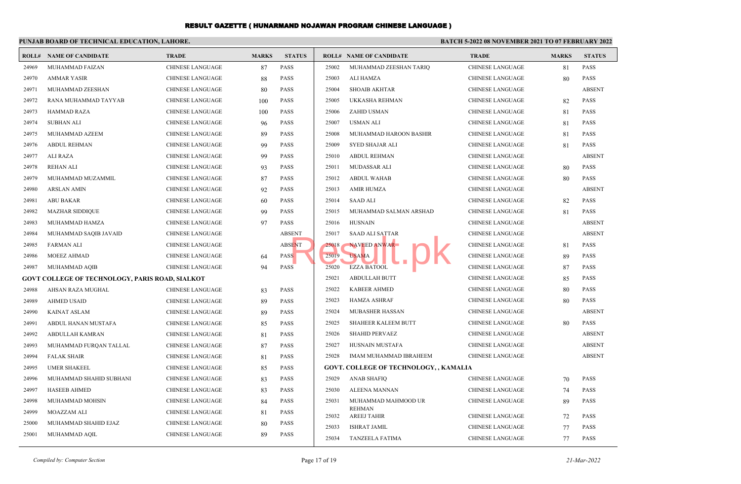# RESULT GAZETTE ( HUNARMAND NOJAWAN PROGRAM CHINESE LANGUAGE )

**PUNJAB BOARD OF TECHNICAL EDUCATION, LAHORE.**

**BATCH 5-2022 08 NOVEMBER 2021 TO 07 FEBRUARY 2022**

| ROLL# | NAME OF CANDIDATE | TRADE | MARKS | STATUS |
|---|---|---|---|---|
| 24969 | MUHAMMAD FAIZAN | CHINESE LANGUAGE | 87 | PASS |
| 24970 | AMMAR YASIR | CHINESE LANGUAGE | 88 | PASS |
| 24971 | MUHAMMAD ZEESHAN | CHINESE LANGUAGE | 80 | PASS |
| 24972 | RANA MUHAMMAD TAYYAB | CHINESE LANGUAGE | 100 | PASS |
| 24973 | HAMMAD RAZA | CHINESE LANGUAGE | 100 | PASS |
| 24974 | SUBHAN ALI | CHINESE LANGUAGE | 96 | PASS |
| 24975 | MUHAMMAD AZEEM | CHINESE LANGUAGE | 89 | PASS |
| 24976 | ABDUL REHMAN | CHINESE LANGUAGE | 99 | PASS |
| 24977 | ALI RAZA | CHINESE LANGUAGE | 99 | PASS |
| 24978 | REHAN ALI | CHINESE LANGUAGE | 93 | PASS |
| 24979 | MUHAMMAD MUZAMMIL | CHINESE LANGUAGE | 87 | PASS |
| 24980 | ARSLAN AMIN | CHINESE LANGUAGE | 92 | PASS |
| 24981 | ABU BAKAR | CHINESE LANGUAGE | 60 | PASS |
| 24982 | MAZHAR SIDDIQUE | CHINESE LANGUAGE | 99 | PASS |
| 24983 | MUHAMMAD HAMZA | CHINESE LANGUAGE | 97 | PASS |
| 24984 | MUHAMMAD SAQIB JAVAID | CHINESE LANGUAGE | | ABSENT |
| 24985 | FARMAN ALI | CHINESE LANGUAGE | | ABSENT |
| 24986 | MOEEZ AHMAD | CHINESE LANGUAGE | 64 | PASS |
| 24987 | MUHAMMAD AQIB | CHINESE LANGUAGE | 94 | PASS |
| **GOVT COLLEGE OF TECHNOLOGY, PARIS ROAD, SIALKOT** | | | | |
| 24988 | AHSAN RAZA MUGHAL | CHINESE LANGUAGE | 83 | PASS |
| 24989 | AHMED USAID | CHINESE LANGUAGE | 89 | PASS |
| 24990 | KAINAT ASLAM | CHINESE LANGUAGE | 89 | PASS |
| 24991 | ABDUL HANAN MUSTAFA | CHINESE LANGUAGE | 85 | PASS |
| 24992 | ABDULLAH KAMRAN | CHINESE LANGUAGE | 81 | PASS |
| 24993 | MUHAMMAD FURQAN TALLAL | CHINESE LANGUAGE | 87 | PASS |
| 24994 | FALAK SHAIR | CHINESE LANGUAGE | 81 | PASS |
| 24995 | UMER SHAKEEL | CHINESE LANGUAGE | 85 | PASS |
| 24996 | MUHAMMAD SHAHID SUBHANI | CHINESE LANGUAGE | 83 | PASS |
| 24997 | HASEEB AHMED | CHINESE LANGUAGE | 83 | PASS |
| 24998 | MUHAMMAD MOHSIN | CHINESE LANGUAGE | 84 | PASS |
| 24999 | MOAZZAM ALI | CHINESE LANGUAGE | 81 | PASS |
| 25000 | MUHAMMAD SHAHID EJAZ | CHINESE LANGUAGE | 80 | PASS |
| 25001 | MUHAMMAD AQIL | CHINESE LANGUAGE | 89 | PASS |
| 25002 | MUHAMMAD ZEESHAN TARIQ | CHINESE LANGUAGE | 81 | PASS |
| 25003 | ALI HAMZA | CHINESE LANGUAGE | 80 | PASS |
| 25004 | SHOAIB AKHTAR | CHINESE LANGUAGE | | ABSENT |
| 25005 | UKKASHA REHMAN | CHINESE LANGUAGE | 82 | PASS |
| 25006 | ZAHID USMAN | CHINESE LANGUAGE | 81 | PASS |
| 25007 | USMAN ALI | CHINESE LANGUAGE | 81 | PASS |
| 25008 | MUHAMMAD HAROON BASHIR | CHINESE LANGUAGE | 81 | PASS |
| 25009 | SYED SHAJAR ALI | CHINESE LANGUAGE | 81 | PASS |
| 25010 | ABDUL REHMAN | CHINESE LANGUAGE | | ABSENT |
| 25011 | MUDASSAR ALI | CHINESE LANGUAGE | 80 | PASS |
| 25012 | ABDUL WAHAB | CHINESE LANGUAGE | 80 | PASS |
| 25013 | AMIR HUMZA | CHINESE LANGUAGE | | ABSENT |
| 25014 | SAAD ALI | CHINESE LANGUAGE | 82 | PASS |
| 25015 | MUHAMMAD SALMAN ARSHAD | CHINESE LANGUAGE | 81 | PASS |
| 25016 | HUSNAIN | CHINESE LANGUAGE | | ABSENT |
| 25017 | SAAD ALI SATTAR | CHINESE LANGUAGE | | ABSENT |
| 25018 | NAVEED ANWAR | CHINESE LANGUAGE | 81 | PASS |
| 25019 | USAMA | CHINESE LANGUAGE | 89 | PASS |
| 25020 | EZZA BATOOL | CHINESE LANGUAGE | 87 | PASS |
| 25021 | ABDULLAH BUTT | CHINESE LANGUAGE | 85 | PASS |
| 25022 | KABEER AHMED | CHINESE LANGUAGE | 80 | PASS |
| 25023 | HAMZA ASHRAF | CHINESE LANGUAGE | 80 | PASS |
| 25024 | MUBASHER HASSAN | CHINESE LANGUAGE | | ABSENT |
| 25025 | SHAHEER KALEEM BUTT | CHINESE LANGUAGE | 80 | PASS |
| 25026 | SHAHID PERVAEZ | CHINESE LANGUAGE | | ABSENT |
| 25027 | HUSNAIN MUSTAFA | CHINESE LANGUAGE | | ABSENT |
| 25028 | IMAM MUHAMMAD IBRAHEEM | CHINESE LANGUAGE | | ABSENT |
| **GOVT. COLLEGE OF TECHNOLOGY, , KAMALIA** | | | | |
| 25029 | ANAB SHAFIQ | CHINESE LANGUAGE | 70 | PASS |
| 25030 | ALEENA MANNAN | CHINESE LANGUAGE | 74 | PASS |
| 25031 | MUHAMMAD MAHMOOD UR REHMAN | CHINESE LANGUAGE | 89 | PASS |
| 25032 | AREEJ TAHIR | CHINESE LANGUAGE | 72 | PASS |
| 25033 | ISHRAT JAMIL | CHINESE LANGUAGE | 77 | PASS |
| 25034 | TANZEELA FATIMA | CHINESE LANGUAGE | 77 | PASS |

*Compiled by: Computer Section*

*21-Mar-2022*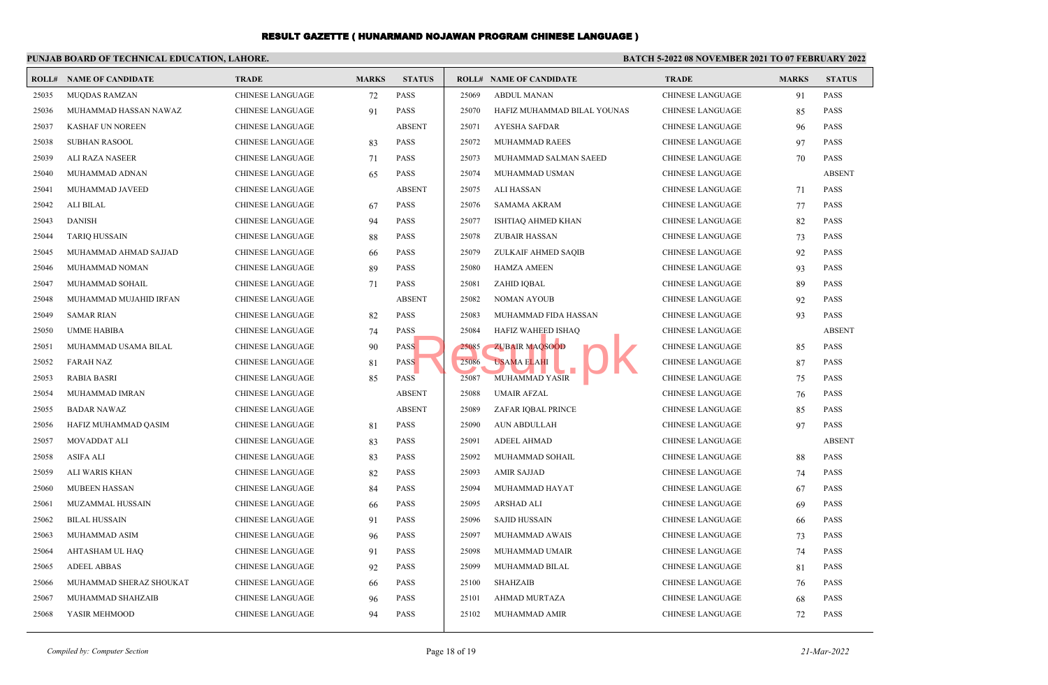# RESULT GAZETTE ( HUNARMAND NOJAWAN PROGRAM CHINESE LANGUAGE )

**PUNJAB BOARD OF TECHNICAL EDUCATION, LAHORE.**

**BATCH 5-2022 08 NOVEMBER 2021 TO 07 FEBRUARY 2022**

| ROLL# | NAME OF CANDIDATE | TRADE | MARKS | STATUS |
|---|---|---|---|---|
| 25035 | MUQDAS RAMZAN | CHINESE LANGUAGE | 72 | PASS |
| 25036 | MUHAMMAD HASSAN NAWAZ | CHINESE LANGUAGE | 91 | PASS |
| 25037 | KASHAF UN NOREEN | CHINESE LANGUAGE | | ABSENT |
| 25038 | SUBHAN RASOOL | CHINESE LANGUAGE | 83 | PASS |
| 25039 | ALI RAZA NASEER | CHINESE LANGUAGE | 71 | PASS |
| 25040 | MUHAMMAD ADNAN | CHINESE LANGUAGE | 65 | PASS |
| 25041 | MUHAMMAD JAVEED | CHINESE LANGUAGE | | ABSENT |
| 25042 | ALI BILAL | CHINESE LANGUAGE | 67 | PASS |
| 25043 | DANISH | CHINESE LANGUAGE | 94 | PASS |
| 25044 | TARIQ HUSSAIN | CHINESE LANGUAGE | 88 | PASS |
| 25045 | MUHAMMAD AHMAD SAJJAD | CHINESE LANGUAGE | 66 | PASS |
| 25046 | MUHAMMAD NOMAN | CHINESE LANGUAGE | 89 | PASS |
| 25047 | MUHAMMAD SOHAIL | CHINESE LANGUAGE | 71 | PASS |
| 25048 | MUHAMMAD MUJAHID IRFAN | CHINESE LANGUAGE | | ABSENT |
| 25049 | SAMAR RIAN | CHINESE LANGUAGE | 82 | PASS |
| 25050 | UMME HABIBA | CHINESE LANGUAGE | 74 | PASS |
| 25051 | MUHAMMAD USAMA BILAL | CHINESE LANGUAGE | 90 | PASS |
| 25052 | FARAH NAZ | CHINESE LANGUAGE | 81 | PASS |
| 25053 | RABIA BASRI | CHINESE LANGUAGE | 85 | PASS |
| 25054 | MUHAMMAD IMRAN | CHINESE LANGUAGE | | ABSENT |
| 25055 | BADAR NAWAZ | CHINESE LANGUAGE | | ABSENT |
| 25056 | HAFIZ MUHAMMAD QASIM | CHINESE LANGUAGE | 81 | PASS |
| 25057 | MOVADDAT ALI | CHINESE LANGUAGE | 83 | PASS |
| 25058 | ASIFA ALI | CHINESE LANGUAGE | 83 | PASS |
| 25059 | ALI WARIS KHAN | CHINESE LANGUAGE | 82 | PASS |
| 25060 | MUBEEN HASSAN | CHINESE LANGUAGE | 84 | PASS |
| 25061 | MUZAMMAL HUSSAIN | CHINESE LANGUAGE | 66 | PASS |
| 25062 | BILAL HUSSAIN | CHINESE LANGUAGE | 91 | PASS |
| 25063 | MUHAMMAD ASIM | CHINESE LANGUAGE | 96 | PASS |
| 25064 | AHTASHAM UL HAQ | CHINESE LANGUAGE | 91 | PASS |
| 25065 | ADEEL ABBAS | CHINESE LANGUAGE | 92 | PASS |
| 25066 | MUHAMMAD SHERAZ SHOUKAT | CHINESE LANGUAGE | 66 | PASS |
| 25067 | MUHAMMAD SHAHZAIB | CHINESE LANGUAGE | 96 | PASS |
| 25068 | YASIR MEHMOOD | CHINESE LANGUAGE | 94 | PASS |
| 25069 | ABDUL MANAN | CHINESE LANGUAGE | 91 | PASS |
| 25070 | HAFIZ MUHAMMAD BILAL YOUNAS | CHINESE LANGUAGE | 85 | PASS |
| 25071 | AYESHA SAFDAR | CHINESE LANGUAGE | 96 | PASS |
| 25072 | MUHAMMAD RAEES | CHINESE LANGUAGE | 97 | PASS |
| 25073 | MUHAMMAD SALMAN SAEED | CHINESE LANGUAGE | 70 | PASS |
| 25074 | MUHAMMAD USMAN | CHINESE LANGUAGE | | ABSENT |
| 25075 | ALI HASSAN | CHINESE LANGUAGE | 71 | PASS |
| 25076 | SAMAMA AKRAM | CHINESE LANGUAGE | 77 | PASS |
| 25077 | ISHTIAQ AHMED KHAN | CHINESE LANGUAGE | 82 | PASS |
| 25078 | ZUBAIR HASSAN | CHINESE LANGUAGE | 73 | PASS |
| 25079 | ZULKAIF AHMED SAQIB | CHINESE LANGUAGE | 92 | PASS |
| 25080 | HAMZA AMEEN | CHINESE LANGUAGE | 93 | PASS |
| 25081 | ZAHID IQBAL | CHINESE LANGUAGE | 89 | PASS |
| 25082 | NOMAN AYOUB | CHINESE LANGUAGE | 92 | PASS |
| 25083 | MUHAMMAD FIDA HASSAN | CHINESE LANGUAGE | 93 | PASS |
| 25084 | HAFIZ WAHEED ISHAQ | CHINESE LANGUAGE | | ABSENT |
| 25085 | ZUBAIR MAQSOOD | CHINESE LANGUAGE | 85 | PASS |
| 25086 | USAMA ELAHI | CHINESE LANGUAGE | 87 | PASS |
| 25087 | MUHAMMAD YASIR | CHINESE LANGUAGE | 75 | PASS |
| 25088 | UMAIR AFZAL | CHINESE LANGUAGE | 76 | PASS |
| 25089 | ZAFAR IQBAL PRINCE | CHINESE LANGUAGE | 85 | PASS |
| 25090 | AUN ABDULLAH | CHINESE LANGUAGE | 97 | PASS |
| 25091 | ADEEL AHMAD | CHINESE LANGUAGE | | ABSENT |
| 25092 | MUHAMMAD SOHAIL | CHINESE LANGUAGE | 88 | PASS |
| 25093 | AMIR SAJJAD | CHINESE LANGUAGE | 74 | PASS |
| 25094 | MUHAMMAD HAYAT | CHINESE LANGUAGE | 67 | PASS |
| 25095 | ARSHAD ALI | CHINESE LANGUAGE | 69 | PASS |
| 25096 | SAJID HUSSAIN | CHINESE LANGUAGE | 66 | PASS |
| 25097 | MUHAMMAD AWAIS | CHINESE LANGUAGE | 73 | PASS |
| 25098 | MUHAMMAD UMAIR | CHINESE LANGUAGE | 74 | PASS |
| 25099 | MUHAMMAD BILAL | CHINESE LANGUAGE | 81 | PASS |
| 25100 | SHAHZAIB | CHINESE LANGUAGE | 76 | PASS |
| 25101 | AHMAD MURTAZA | CHINESE LANGUAGE | 68 | PASS |
| 25102 | MUHAMMAD AMIR | CHINESE LANGUAGE | 72 | PASS |

*Compiled by: Computer Section*

*21-Mar-2022*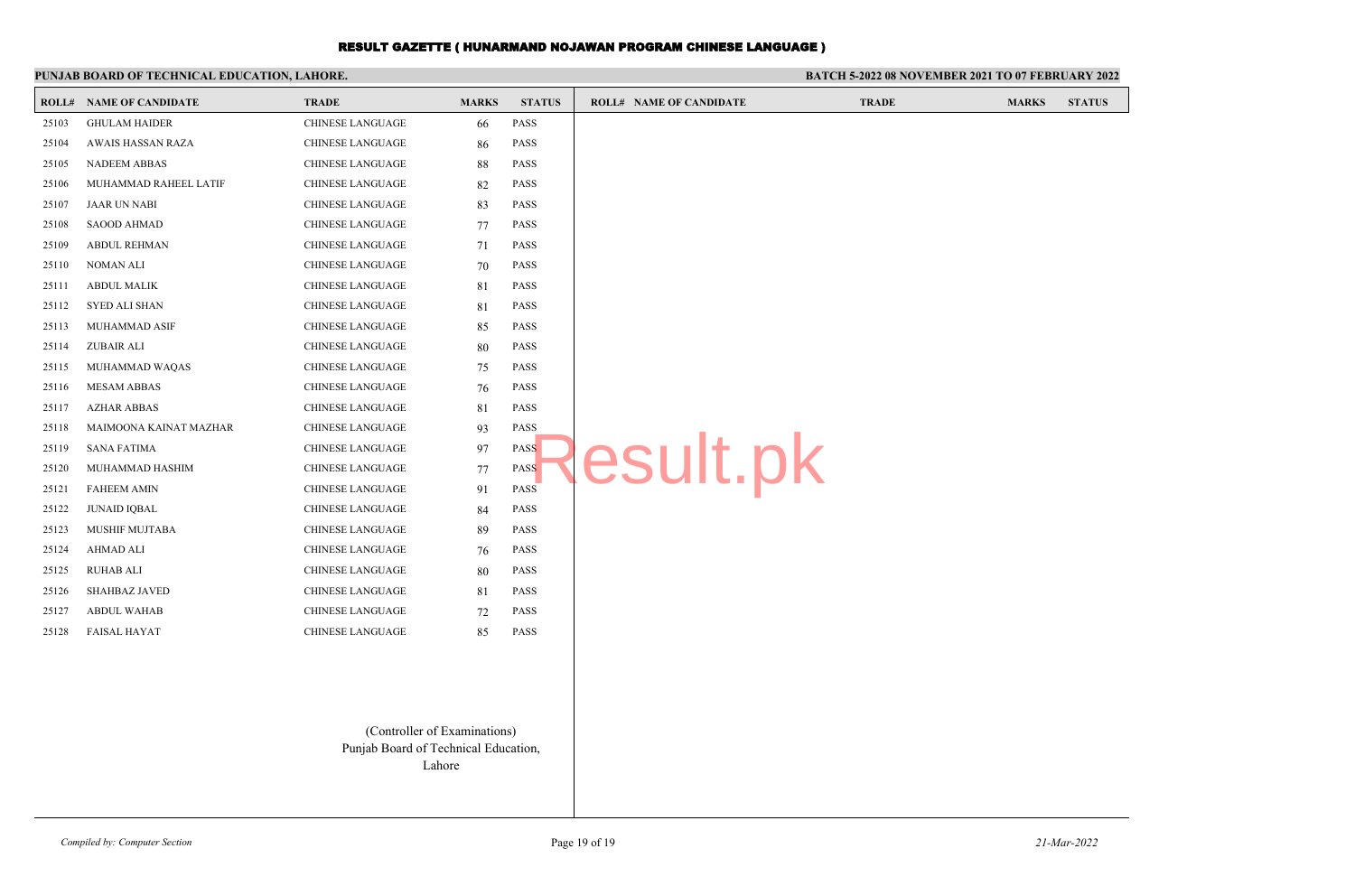# RESULT GAZETTE ( HUNARMAND NOJAWAN PROGRAM CHINESE LANGUAGE )

**PUNJAB BOARD OF TECHNICAL EDUCATION, LAHORE.**

**BATCH 5-2022 08 NOVEMBER 2021 TO 07 FEBRUARY 2022**

| ROLL# | NAME OF CANDIDATE | TRADE | MARKS | STATUS |
|---|---|---|---|---|
| 25103 | GHULAM HAIDER | CHINESE LANGUAGE | 66 | PASS |
| 25104 | AWAIS HASSAN RAZA | CHINESE LANGUAGE | 86 | PASS |
| 25105 | NADEEM ABBAS | CHINESE LANGUAGE | 88 | PASS |
| 25106 | MUHAMMAD RAHEEL LATIF | CHINESE LANGUAGE | 82 | PASS |
| 25107 | JAAR UN NABI | CHINESE LANGUAGE | 83 | PASS |
| 25108 | SAOOD AHMAD | CHINESE LANGUAGE | 77 | PASS |
| 25109 | ABDUL REHMAN | CHINESE LANGUAGE | 71 | PASS |
| 25110 | NOMAN ALI | CHINESE LANGUAGE | 70 | PASS |
| 25111 | ABDUL MALIK | CHINESE LANGUAGE | 81 | PASS |
| 25112 | SYED ALI SHAN | CHINESE LANGUAGE | 81 | PASS |
| 25113 | MUHAMMAD ASIF | CHINESE LANGUAGE | 85 | PASS |
| 25114 | ZUBAIR ALI | CHINESE LANGUAGE | 80 | PASS |
| 25115 | MUHAMMAD WAQAS | CHINESE LANGUAGE | 75 | PASS |
| 25116 | MESAM ABBAS | CHINESE LANGUAGE | 76 | PASS |
| 25117 | AZHAR ABBAS | CHINESE LANGUAGE | 81 | PASS |
| 25118 | MAIMOONA KAINAT MAZHAR | CHINESE LANGUAGE | 93 | PASS |
| 25119 | SANA FATIMA | CHINESE LANGUAGE | 97 | PASS |
| 25120 | MUHAMMAD HASHIM | CHINESE LANGUAGE | 77 | PASS |
| 25121 | FAHEEM AMIN | CHINESE LANGUAGE | 91 | PASS |
| 25122 | JUNAID IQBAL | CHINESE LANGUAGE | 84 | PASS |
| 25123 | MUSHIF MUJTABA | CHINESE LANGUAGE | 89 | PASS |
| 25124 | AHMAD ALI | CHINESE LANGUAGE | 76 | PASS |
| 25125 | RUHAB ALI | CHINESE LANGUAGE | 80 | PASS |
| 25126 | SHAHBAZ JAVED | CHINESE LANGUAGE | 81 | PASS |
| 25127 | ABDUL WAHAB | CHINESE LANGUAGE | 72 | PASS |
| 25128 | FAISAL HAYAT | CHINESE LANGUAGE | 85 | PASS |

(Controller of Examinations)
Punjab Board of Technical Education,
Lahore

*Compiled by: Computer Section*

*21-Mar-2022*